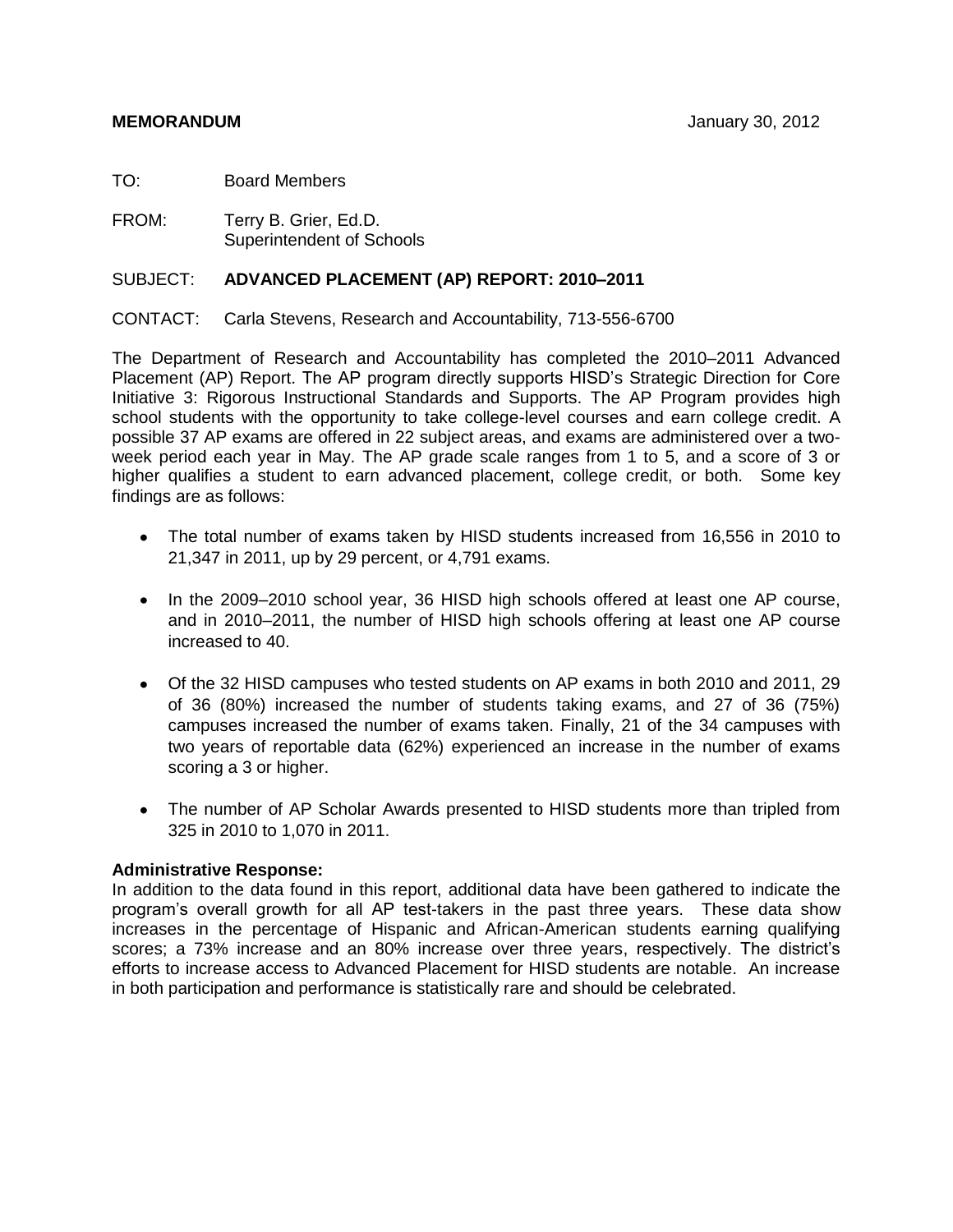**MEMORANDUM** January 30, 2012

TO: Board Members

FROM: Terry B. Grier, Ed.D.
Superintendent of Schools

SUBJECT: **ADVANCED PLACEMENT (AP) REPORT: 2010–2011**

CONTACT: Carla Stevens, Research and Accountability, 713-556-6700

The Department of Research and Accountability has completed the 2010–2011 Advanced Placement (AP) Report. The AP program directly supports HISD's Strategic Direction for Core Initiative 3: Rigorous Instructional Standards and Supports. The AP Program provides high school students with the opportunity to take college-level courses and earn college credit. A possible 37 AP exams are offered in 22 subject areas, and exams are administered over a two-week period each year in May. The AP grade scale ranges from 1 to 5, and a score of 3 or higher qualifies a student to earn advanced placement, college credit, or both. Some key findings are as follows:

- The total number of exams taken by HISD students increased from 16,556 in 2010 to 21,347 in 2011, up by 29 percent, or 4,791 exams.
- In the 2009–2010 school year, 36 HISD high schools offered at least one AP course, and in 2010–2011, the number of HISD high schools offering at least one AP course increased to 40.
- Of the 32 HISD campuses who tested students on AP exams in both 2010 and 2011, 29 of 36 (80%) increased the number of students taking exams, and 27 of 36 (75%) campuses increased the number of exams taken. Finally, 21 of the 34 campuses with two years of reportable data (62%) experienced an increase in the number of exams scoring a 3 or higher.
- The number of AP Scholar Awards presented to HISD students more than tripled from 325 in 2010 to 1,070 in 2011.

**Administrative Response:**
In addition to the data found in this report, additional data have been gathered to indicate the program's overall growth for all AP test-takers in the past three years. These data show increases in the percentage of Hispanic and African-American students earning qualifying scores; a 73% increase and an 80% increase over three years, respectively. The district's efforts to increase access to Advanced Placement for HISD students are notable. An increase in both participation and performance is statistically rare and should be celebrated.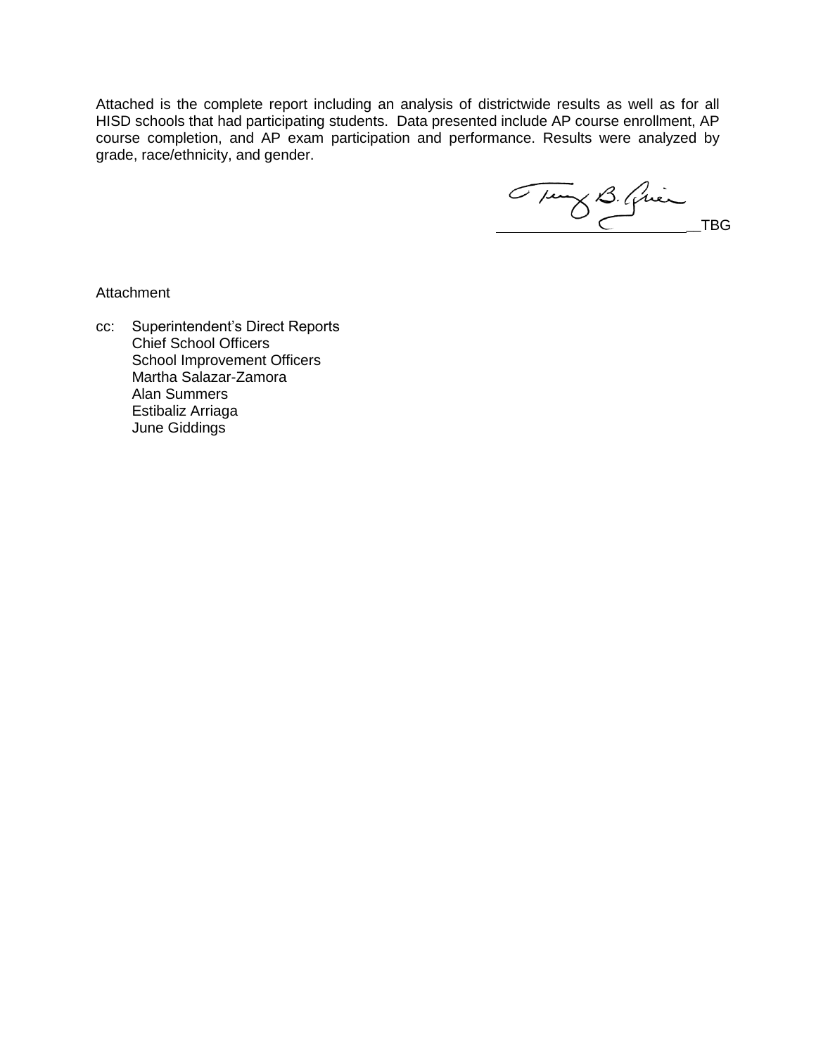Attached is the complete report including an analysis of districtwide results as well as for all HISD schools that had participating students. Data presented include AP course enrollment, AP course completion, and AP exam participation and performance. Results were analyzed by grade, race/ethnicity, and gender.

__________________________TBG

Attachment

cc: Superintendent's Direct Reports
Chief School Officers
School Improvement Officers
Martha Salazar-Zamora
Alan Summers
Estibaliz Arriaga
June Giddings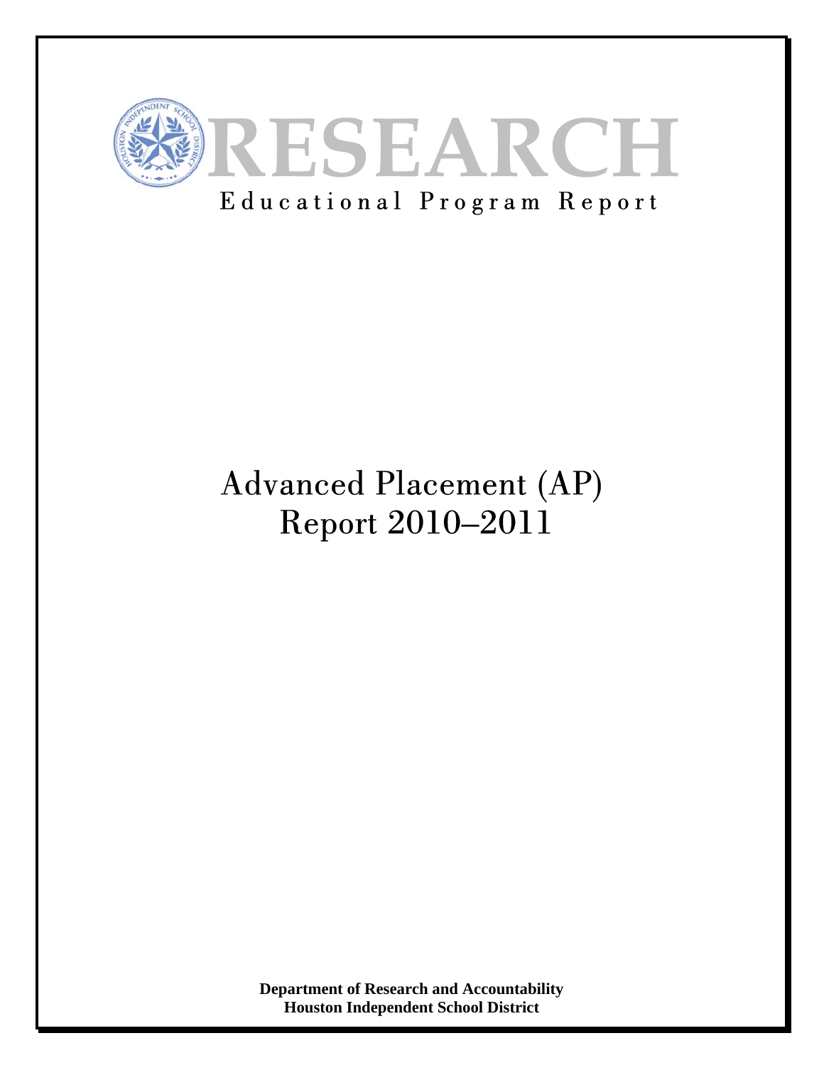# RESEARCH

Educational Program Report

# Advanced Placement (AP) Report 2010–2011

**Department of Research and Accountability**
**Houston Independent School District**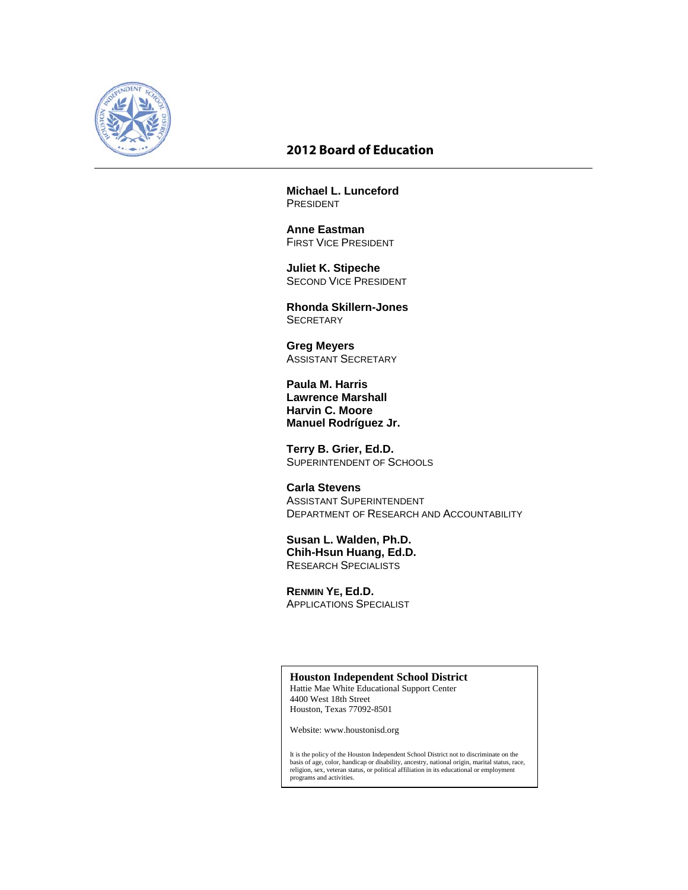## 2012 Board of Education

**Michael L. Lunceford**
PRESIDENT

**Anne Eastman**
FIRST VICE PRESIDENT

**Juliet K. Stipeche**
SECOND VICE PRESIDENT

**Rhonda Skillern-Jones**
SECRETARY

**Greg Meyers**
ASSISTANT SECRETARY

**Paula M. Harris**
**Lawrence Marshall**
**Harvin C. Moore**
**Manuel Rodríguez Jr.**

**Terry B. Grier, Ed.D.**
SUPERINTENDENT OF SCHOOLS

**Carla Stevens**
ASSISTANT SUPERINTENDENT
DEPARTMENT OF RESEARCH AND ACCOUNTABILITY

**Susan L. Walden, Ph.D.**
**Chih-Hsun Huang, Ed.D.**
RESEARCH SPECIALISTS

**RENMIN YE, Ed.D.**
APPLICATIONS SPECIALIST

**Houston Independent School District**
Hattie Mae White Educational Support Center
4400 West 18th Street
Houston, Texas 77092-8501

Website: www.houstonisd.org

It is the policy of the Houston Independent School District not to discriminate on the basis of age, color, handicap or disability, ancestry, national origin, marital status, race, religion, sex, veteran status, or political affiliation in its educational or employment programs and activities.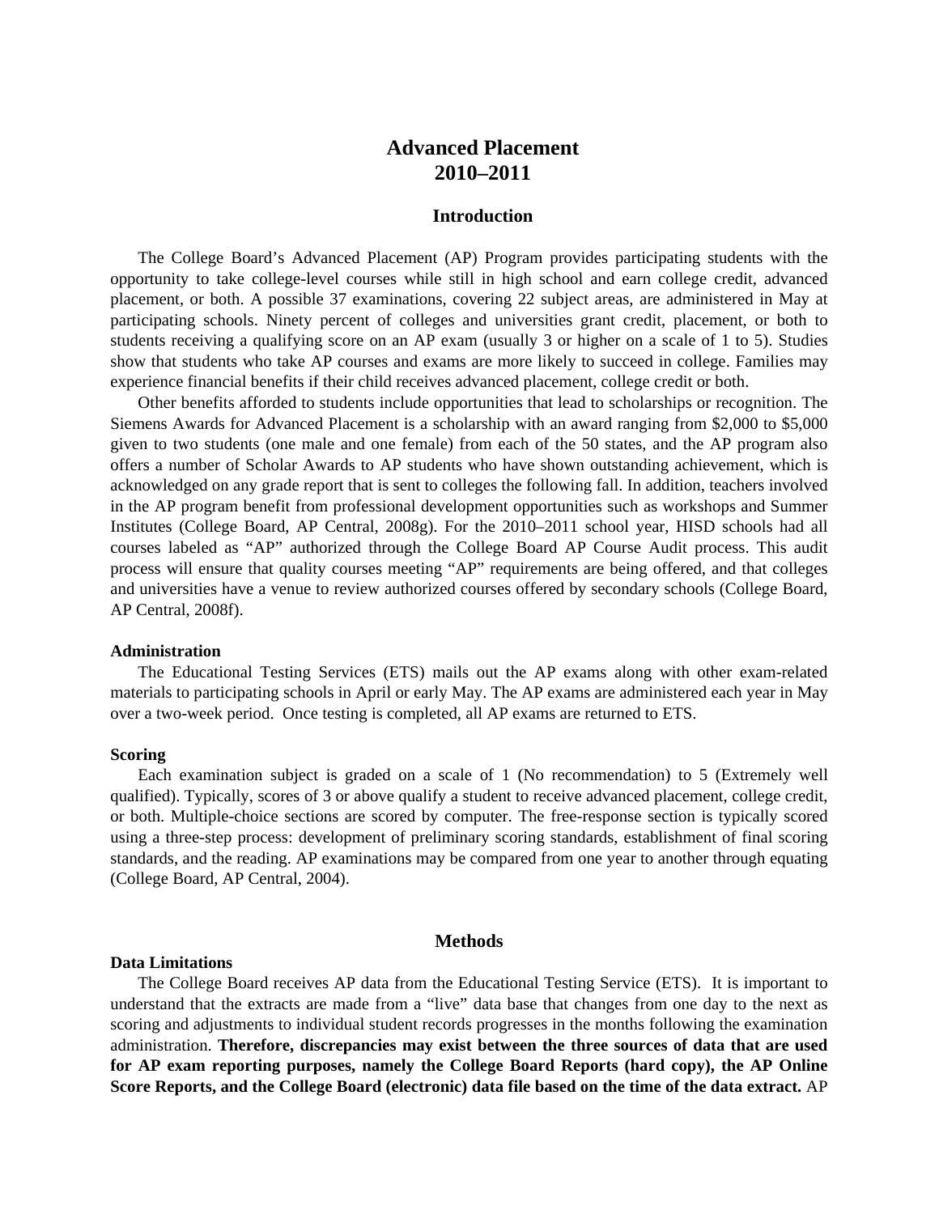# Advanced Placement 2010–2011

## Introduction

The College Board's Advanced Placement (AP) Program provides participating students with the opportunity to take college-level courses while still in high school and earn college credit, advanced placement, or both. A possible 37 examinations, covering 22 subject areas, are administered in May at participating schools. Ninety percent of colleges and universities grant credit, placement, or both to students receiving a qualifying score on an AP exam (usually 3 or higher on a scale of 1 to 5). Studies show that students who take AP courses and exams are more likely to succeed in college. Families may experience financial benefits if their child receives advanced placement, college credit or both.

Other benefits afforded to students include opportunities that lead to scholarships or recognition. The Siemens Awards for Advanced Placement is a scholarship with an award ranging from $2,000 to $5,000 given to two students (one male and one female) from each of the 50 states, and the AP program also offers a number of Scholar Awards to AP students who have shown outstanding achievement, which is acknowledged on any grade report that is sent to colleges the following fall. In addition, teachers involved in the AP program benefit from professional development opportunities such as workshops and Summer Institutes (College Board, AP Central, 2008g). For the 2010–2011 school year, HISD schools had all courses labeled as "AP" authorized through the College Board AP Course Audit process. This audit process will ensure that quality courses meeting "AP" requirements are being offered, and that colleges and universities have a venue to review authorized courses offered by secondary schools (College Board, AP Central, 2008f).

**Administration**

The Educational Testing Services (ETS) mails out the AP exams along with other exam-related materials to participating schools in April or early May. The AP exams are administered each year in May over a two-week period. Once testing is completed, all AP exams are returned to ETS.

**Scoring**

Each examination subject is graded on a scale of 1 (No recommendation) to 5 (Extremely well qualified). Typically, scores of 3 or above qualify a student to receive advanced placement, college credit, or both. Multiple-choice sections are scored by computer. The free-response section is typically scored using a three-step process: development of preliminary scoring standards, establishment of final scoring standards, and the reading. AP examinations may be compared from one year to another through equating (College Board, AP Central, 2004).

## Methods

**Data Limitations**

The College Board receives AP data from the Educational Testing Service (ETS). It is important to understand that the extracts are made from a "live" data base that changes from one day to the next as scoring and adjustments to individual student records progresses in the months following the examination administration. **Therefore, discrepancies may exist between the three sources of data that are used for AP exam reporting purposes, namely the College Board Reports (hard copy), the AP Online Score Reports, and the College Board (electronic) data file based on the time of the data extract.** AP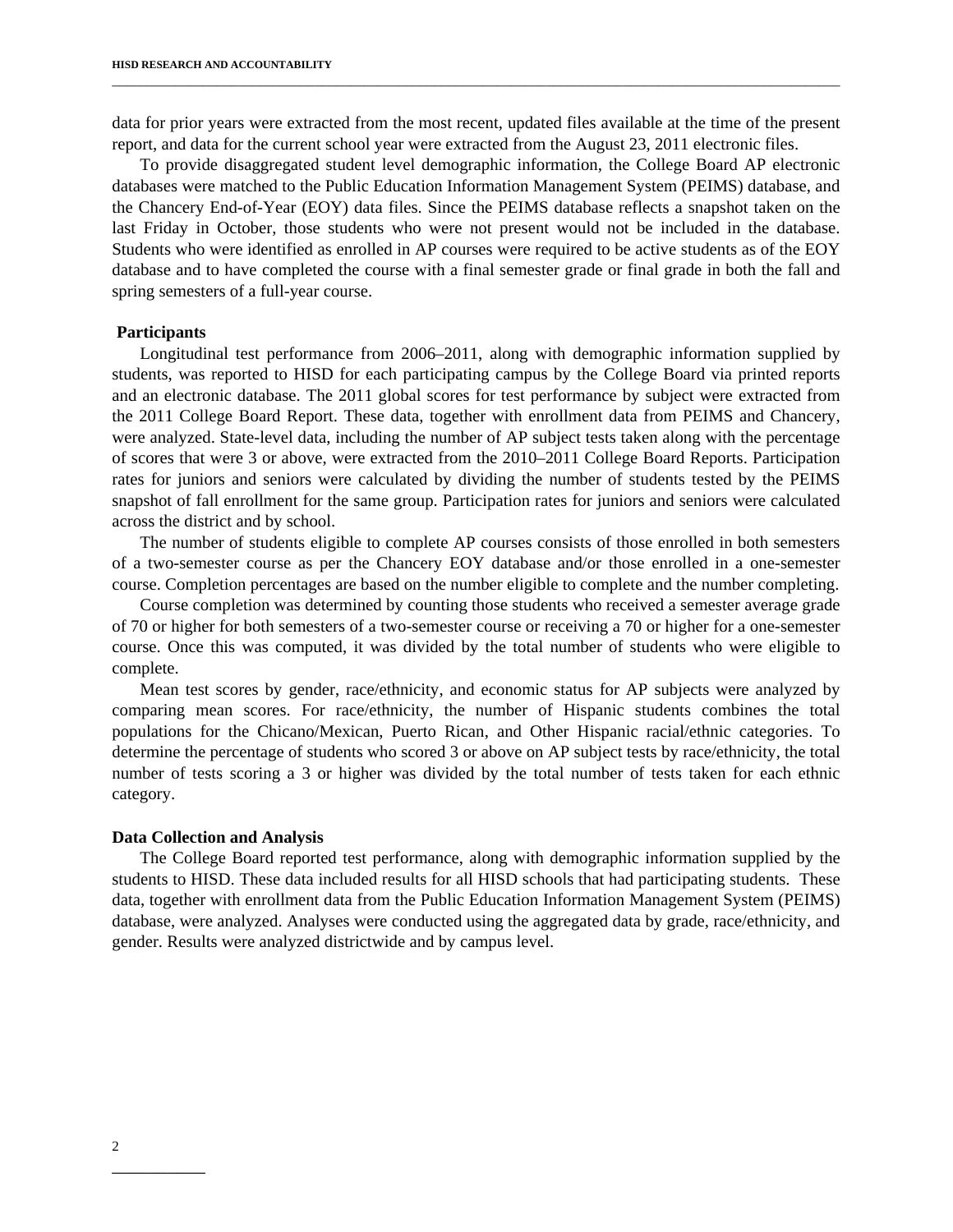data for prior years were extracted from the most recent, updated files available at the time of the present report, and data for the current school year were extracted from the August 23, 2011 electronic files.

To provide disaggregated student level demographic information, the College Board AP electronic databases were matched to the Public Education Information Management System (PEIMS) database, and the Chancery End-of-Year (EOY) data files. Since the PEIMS database reflects a snapshot taken on the last Friday in October, those students who were not present would not be included in the database. Students who were identified as enrolled in AP courses were required to be active students as of the EOY database and to have completed the course with a final semester grade or final grade in both the fall and spring semesters of a full-year course.

### Participants

Longitudinal test performance from 2006–2011, along with demographic information supplied by students, was reported to HISD for each participating campus by the College Board via printed reports and an electronic database. The 2011 global scores for test performance by subject were extracted from the 2011 College Board Report. These data, together with enrollment data from PEIMS and Chancery, were analyzed. State-level data, including the number of AP subject tests taken along with the percentage of scores that were 3 or above, were extracted from the 2010–2011 College Board Reports. Participation rates for juniors and seniors were calculated by dividing the number of students tested by the PEIMS snapshot of fall enrollment for the same group. Participation rates for juniors and seniors were calculated across the district and by school.

The number of students eligible to complete AP courses consists of those enrolled in both semesters of a two-semester course as per the Chancery EOY database and/or those enrolled in a one-semester course. Completion percentages are based on the number eligible to complete and the number completing.

Course completion was determined by counting those students who received a semester average grade of 70 or higher for both semesters of a two-semester course or receiving a 70 or higher for a one-semester course. Once this was computed, it was divided by the total number of students who were eligible to complete.

Mean test scores by gender, race/ethnicity, and economic status for AP subjects were analyzed by comparing mean scores. For race/ethnicity, the number of Hispanic students combines the total populations for the Chicano/Mexican, Puerto Rican, and Other Hispanic racial/ethnic categories. To determine the percentage of students who scored 3 or above on AP subject tests by race/ethnicity, the total number of tests scoring a 3 or higher was divided by the total number of tests taken for each ethnic category.

### Data Collection and Analysis

The College Board reported test performance, along with demographic information supplied by the students to HISD. These data included results for all HISD schools that had participating students. These data, together with enrollment data from the Public Education Information Management System (PEIMS) database, were analyzed. Analyses were conducted using the aggregated data by grade, race/ethnicity, and gender. Results were analyzed districtwide and by campus level.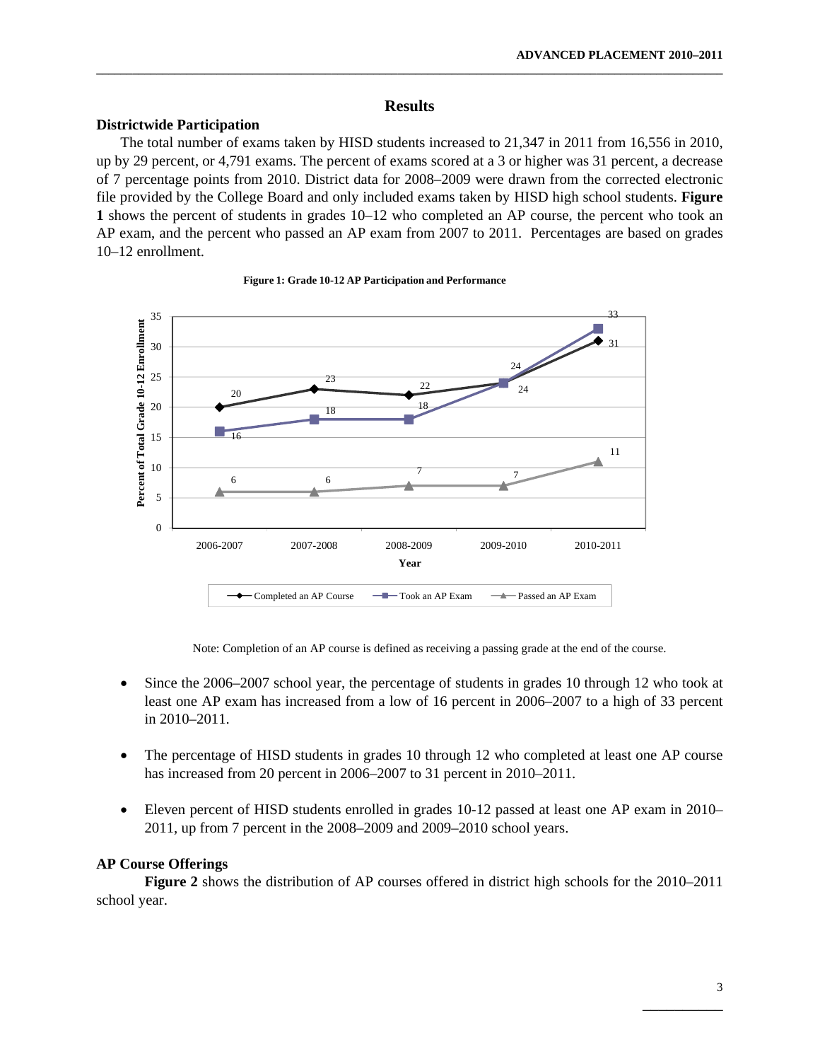## Results

### Districtwide Participation

The total number of exams taken by HISD students increased to 21,347 in 2011 from 16,556 in 2010, up by 29 percent, or 4,791 exams. The percent of exams scored at a 3 or higher was 31 percent, a decrease of 7 percentage points from 2010. District data for 2008–2009 were drawn from the corrected electronic file provided by the College Board and only included exams taken by HISD high school students. **Figure 1** shows the percent of students in grades 10–12 who completed an AP course, the percent who took an AP exam, and the percent who passed an AP exam from 2007 to 2011. Percentages are based on grades 10–12 enrollment.

**Figure 1: Grade 10-12 AP Participation and Performance**

| Year | Completed an AP Course | Took an AP Exam | Passed an AP Exam |
|---|---|---|---|
| 2006-2007 | 20 | 16 | 6 |
| 2007-2008 | 23 | 18 | 6 |
| 2008-2009 | 22 | 18 | 7 |
| 2009-2010 | 24 | 24 | 7 |
| 2010-2011 | 31 | 33 | 11 |

Note: Completion of an AP course is defined as receiving a passing grade at the end of the course.

- Since the 2006–2007 school year, the percentage of students in grades 10 through 12 who took at least one AP exam has increased from a low of 16 percent in 2006–2007 to a high of 33 percent in 2010–2011.
- The percentage of HISD students in grades 10 through 12 who completed at least one AP course has increased from 20 percent in 2006–2007 to 31 percent in 2010–2011.
- Eleven percent of HISD students enrolled in grades 10-12 passed at least one AP exam in 2010–2011, up from 7 percent in the 2008–2009 and 2009–2010 school years.

### AP Course Offerings

**Figure 2** shows the distribution of AP courses offered in district high schools for the 2010–2011 school year.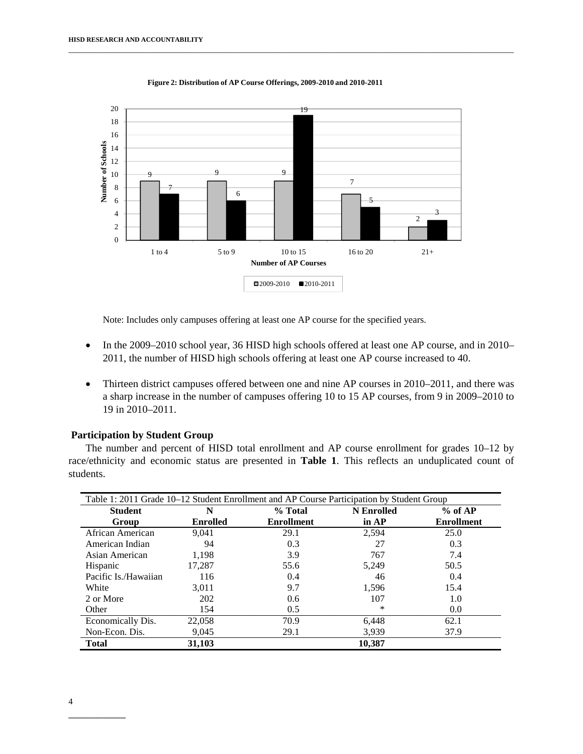**Figure 2: Distribution of AP Course Offerings, 2009-2010 and 2010-2011**

| Number of AP Courses | 2009-2010 | 2010-2011 |
|---|---|---|
| 1 to 4 | 9 | 7 |
| 5 to 9 | 9 | 6 |
| 10 to 15 | 9 | 19 |
| 16 to 20 | 7 | 5 |
| 21+ | 2 | 3 |

Note: Includes only campuses offering at least one AP course for the specified years.

- In the 2009–2010 school year, 36 HISD high schools offered at least one AP course, and in 2010–2011, the number of HISD high schools offering at least one AP course increased to 40.
- Thirteen district campuses offered between one and nine AP courses in 2010–2011, and there was a sharp increase in the number of campuses offering 10 to 15 AP courses, from 9 in 2009–2010 to 19 in 2010–2011.

### Participation by Student Group

The number and percent of HISD total enrollment and AP course enrollment for grades 10–12 by race/ethnicity and economic status are presented in **Table 1**. This reflects an unduplicated count of students.

Table 1: 2011 Grade 10–12 Student Enrollment and AP Course Participation by Student Group

| Student Group | N Enrolled | % Total Enrollment | N Enrolled in AP | % of AP Enrollment |
|---|---|---|---|---|
| African American | 9,041 | 29.1 | 2,594 | 25.0 |
| American Indian | 94 | 0.3 | 27 | 0.3 |
| Asian American | 1,198 | 3.9 | 767 | 7.4 |
| Hispanic | 17,287 | 55.6 | 5,249 | 50.5 |
| Pacific Is./Hawaiian | 116 | 0.4 | 46 | 0.4 |
| White | 3,011 | 9.7 | 1,596 | 15.4 |
| 2 or More | 202 | 0.6 | 107 | 1.0 |
| Other | 154 | 0.5 | * | 0.0 |
| Economically Dis. | 22,058 | 70.9 | 6,448 | 62.1 |
| Non-Econ. Dis. | 9,045 | 29.1 | 3,939 | 37.9 |
| **Total** | **31,103** | | **10,387** | |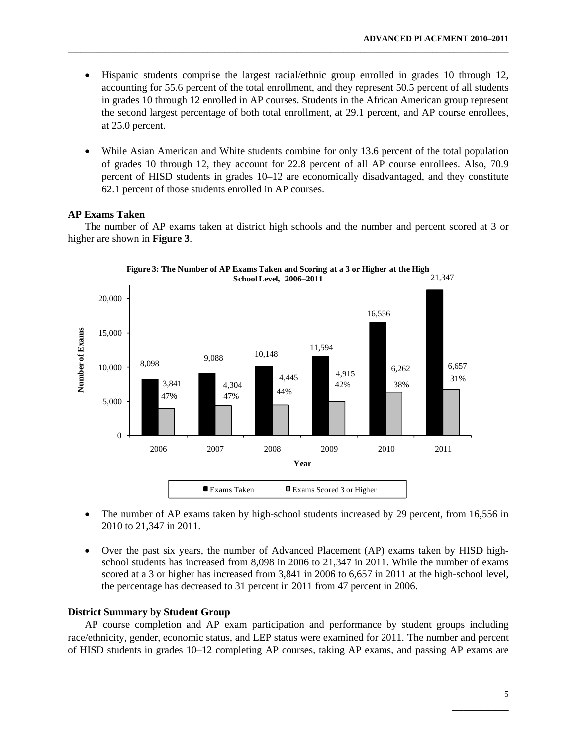- Hispanic students comprise the largest racial/ethnic group enrolled in grades 10 through 12, accounting for 55.6 percent of the total enrollment, and they represent 50.5 percent of all students in grades 10 through 12 enrolled in AP courses. Students in the African American group represent the second largest percentage of both total enrollment, at 29.1 percent, and AP course enrollees, at 25.0 percent.

- While Asian American and White students combine for only 13.6 percent of the total population of grades 10 through 12, they account for 22.8 percent of all AP course enrollees. Also, 70.9 percent of HISD students in grades 10–12 are economically disadvantaged, and they constitute 62.1 percent of those students enrolled in AP courses.

**AP Exams Taken**

The number of AP exams taken at district high schools and the number and percent scored at 3 or higher are shown in **Figure 3**.

**Figure 3: The Number of AP Exams Taken and Scoring at a 3 or Higher at the High School Level, 2006–2011**

| Year | Exams Taken | Exams Scored 3 or Higher | Percent |
|---|---|---|---|
| 2006 | 8,098 | 3,841 | 47% |
| 2007 | 9,088 | 4,304 | 47% |
| 2008 | 10,148 | 4,445 | 44% |
| 2009 | 11,594 | 4,915 | 42% |
| 2010 | 16,556 | 6,262 | 38% |
| 2011 | 21,347 | 6,657 | 31% |

- The number of AP exams taken by high-school students increased by 29 percent, from 16,556 in 2010 to 21,347 in 2011.

- Over the past six years, the number of Advanced Placement (AP) exams taken by HISD high-school students has increased from 8,098 in 2006 to 21,347 in 2011. While the number of exams scored at a 3 or higher has increased from 3,841 in 2006 to 6,657 in 2011 at the high-school level, the percentage has decreased to 31 percent in 2011 from 47 percent in 2006.

**District Summary by Student Group**

AP course completion and AP exam participation and performance by student groups including race/ethnicity, gender, economic status, and LEP status were examined for 2011. The number and percent of HISD students in grades 10–12 completing AP courses, taking AP exams, and passing AP exams are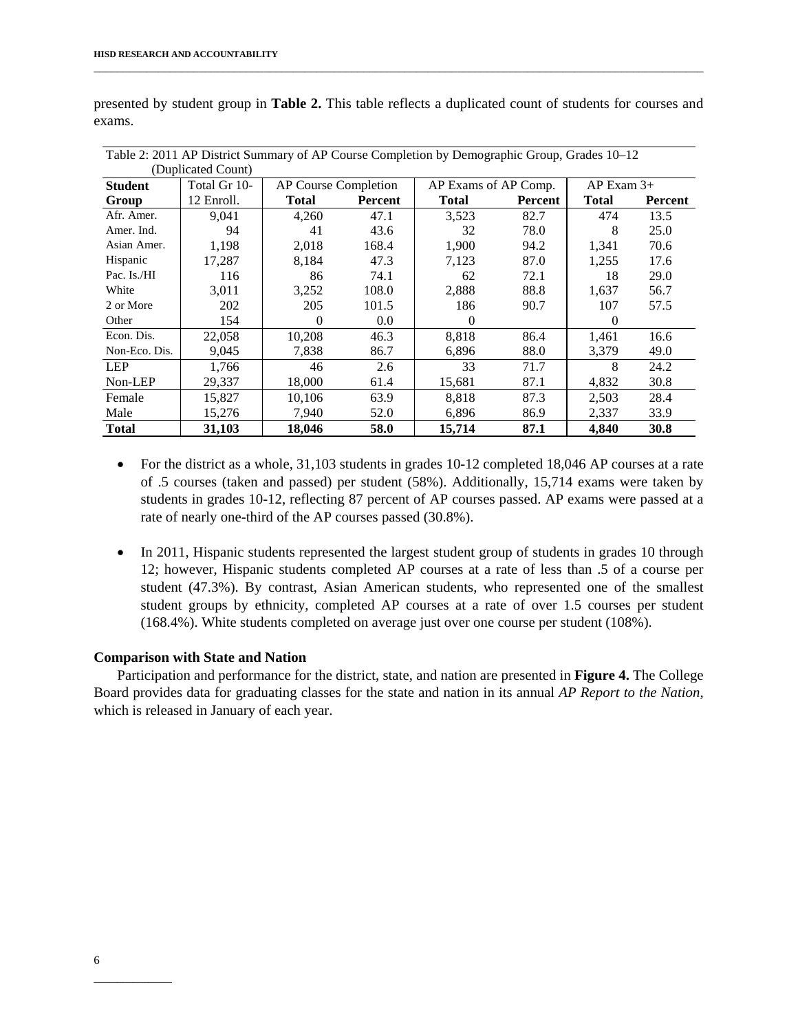presented by student group in **Table 2.** This table reflects a duplicated count of students for courses and exams.

Table 2: 2011 AP District Summary of AP Course Completion by Demographic Group, Grades 10–12 (Duplicated Count)

| Student Group | Total Gr 10-12 Enroll. | AP Course Completion | | AP Exams of AP Comp. | | AP Exam 3+ | |
|---|---|---|---|---|---|---|---|
| | | **Total** | **Percent** | **Total** | **Percent** | **Total** | **Percent** |
| Afr. Amer. | 9,041 | 4,260 | 47.1 | 3,523 | 82.7 | 474 | 13.5 |
| Amer. Ind. | 94 | 41 | 43.6 | 32 | 78.0 | 8 | 25.0 |
| Asian Amer. | 1,198 | 2,018 | 168.4 | 1,900 | 94.2 | 1,341 | 70.6 |
| Hispanic | 17,287 | 8,184 | 47.3 | 7,123 | 87.0 | 1,255 | 17.6 |
| Pac. Is./HI | 116 | 86 | 74.1 | 62 | 72.1 | 18 | 29.0 |
| White | 3,011 | 3,252 | 108.0 | 2,888 | 88.8 | 1,637 | 56.7 |
| 2 or More | 202 | 205 | 101.5 | 186 | 90.7 | 107 | 57.5 |
| Other | 154 | 0 | 0.0 | 0 | | 0 | |
| Econ. Dis. | 22,058 | 10,208 | 46.3 | 8,818 | 86.4 | 1,461 | 16.6 |
| Non-Eco. Dis. | 9,045 | 7,838 | 86.7 | 6,896 | 88.0 | 3,379 | 49.0 |
| LEP | 1,766 | 46 | 2.6 | 33 | 71.7 | 8 | 24.2 |
| Non-LEP | 29,337 | 18,000 | 61.4 | 15,681 | 87.1 | 4,832 | 30.8 |
| Female | 15,827 | 10,106 | 63.9 | 8,818 | 87.3 | 2,503 | 28.4 |
| Male | 15,276 | 7,940 | 52.0 | 6,896 | 86.9 | 2,337 | 33.9 |
| **Total** | **31,103** | **18,046** | **58.0** | **15,714** | **87.1** | **4,840** | **30.8** |

- For the district as a whole, 31,103 students in grades 10-12 completed 18,046 AP courses at a rate of .5 courses (taken and passed) per student (58%). Additionally, 15,714 exams were taken by students in grades 10-12, reflecting 87 percent of AP courses passed. AP exams were passed at a rate of nearly one-third of the AP courses passed (30.8%).

- In 2011, Hispanic students represented the largest student group of students in grades 10 through 12; however, Hispanic students completed AP courses at a rate of less than .5 of a course per student (47.3%). By contrast, Asian American students, who represented one of the smallest student groups by ethnicity, completed AP courses at a rate of over 1.5 courses per student (168.4%). White students completed on average just over one course per student (108%).

**Comparison with State and Nation**

Participation and performance for the district, state, and nation are presented in **Figure 4.** The College Board provides data for graduating classes for the state and nation in its annual *AP Report to the Nation*, which is released in January of each year.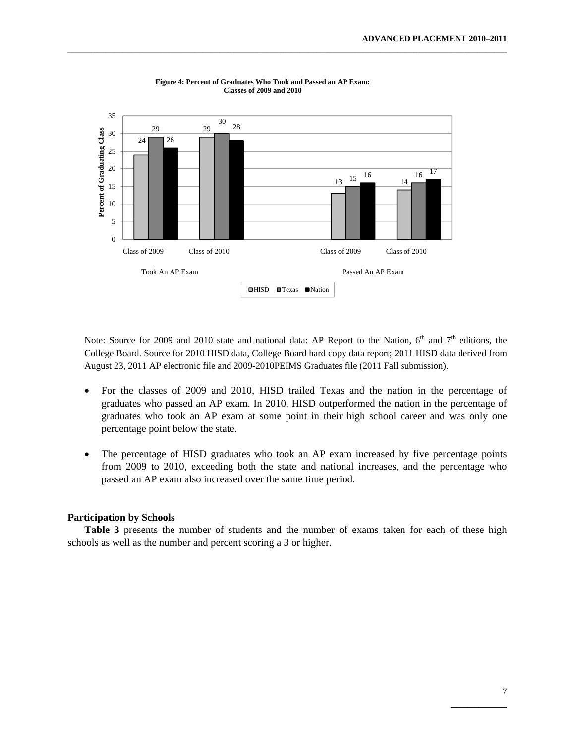**Figure 4: Percent of Graduates Who Took and Passed an AP Exam: Classes of 2009 and 2010**

| | HISD | Texas | Nation |
|---|---|---|---|
| Took An AP Exam – Class of 2009 | 24 | 29 | 26 |
| Took An AP Exam – Class of 2010 | 29 | 30 | 28 |
| Passed An AP Exam – Class of 2009 | 13 | 15 | 16 |
| Passed An AP Exam – Class of 2010 | 14 | 16 | 17 |

Note: Source for 2009 and 2010 state and national data: AP Report to the Nation, 6th and 7th editions, the College Board. Source for 2010 HISD data, College Board hard copy data report; 2011 HISD data derived from August 23, 2011 AP electronic file and 2009-2010PEIMS Graduates file (2011 Fall submission).

- For the classes of 2009 and 2010, HISD trailed Texas and the nation in the percentage of graduates who passed an AP exam. In 2010, HISD outperformed the nation in the percentage of graduates who took an AP exam at some point in their high school career and was only one percentage point below the state.
- The percentage of HISD graduates who took an AP exam increased by five percentage points from 2009 to 2010, exceeding both the state and national increases, and the percentage who passed an AP exam also increased over the same time period.

### Participation by Schools

**Table 3** presents the number of students and the number of exams taken for each of these high schools as well as the number and percent scoring a 3 or higher.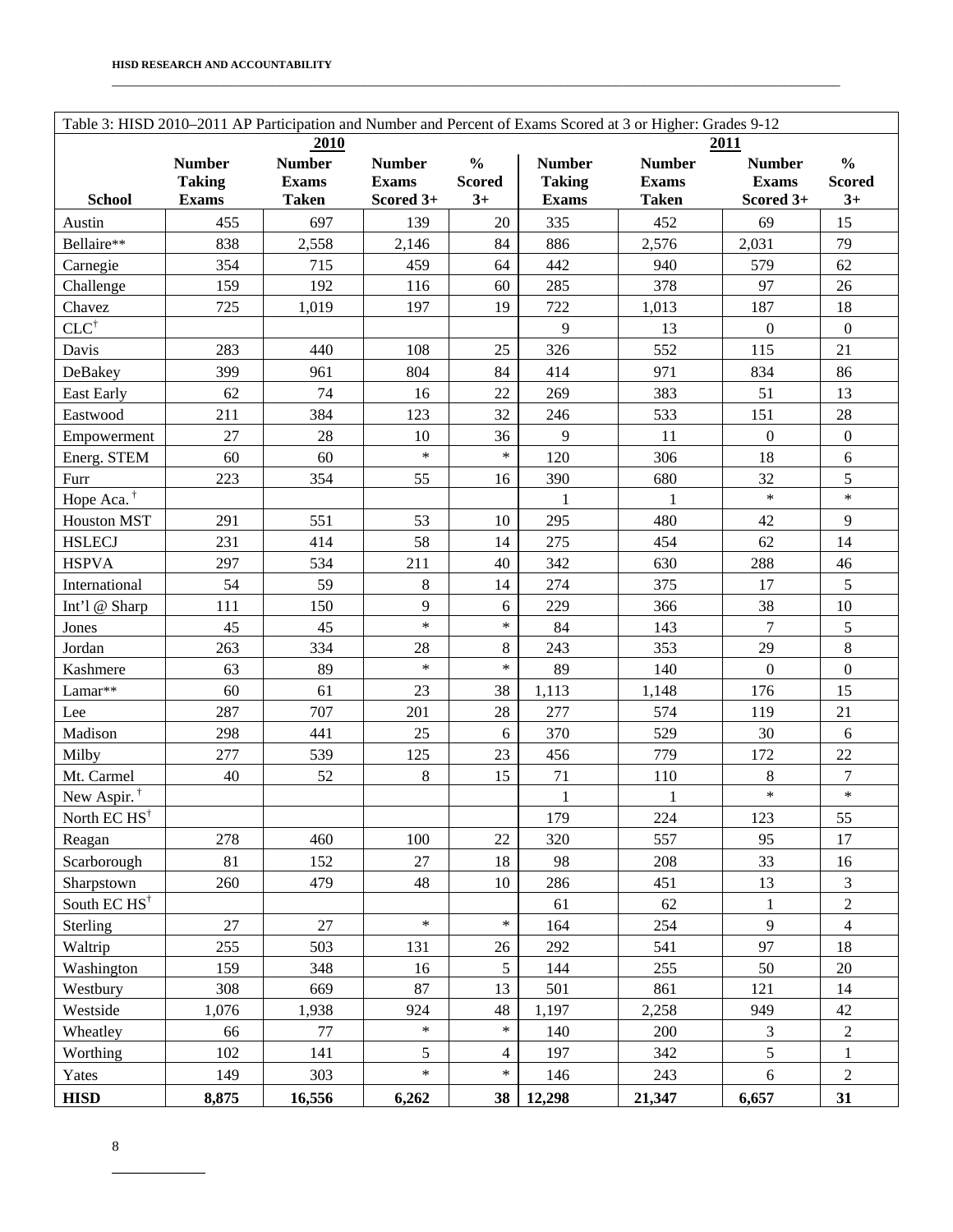Table 3: HISD 2010–2011 AP Participation and Number and Percent of Exams Scored at 3 or Higher: Grades 9-12

| School | 2010 | | | | 2011 | | | |
|---|---|---|---|---|---|---|---|---|
| | Number Taking Exams | Number Exams Taken | Number Exams Scored 3+ | % Scored 3+ | Number Taking Exams | Number Exams Taken | Number Exams Scored 3+ | % Scored 3+ |
| Austin | 455 | 697 | 139 | 20 | 335 | 452 | 69 | 15 |
| Bellaire** | 838 | 2,558 | 2,146 | 84 | 886 | 2,576 | 2,031 | 79 |
| Carnegie | 354 | 715 | 459 | 64 | 442 | 940 | 579 | 62 |
| Challenge | 159 | 192 | 116 | 60 | 285 | 378 | 97 | 26 |
| Chavez | 725 | 1,019 | 197 | 19 | 722 | 1,013 | 187 | 18 |
| CLC† | | | | | 9 | 13 | 0 | 0 |
| Davis | 283 | 440 | 108 | 25 | 326 | 552 | 115 | 21 |
| DeBakey | 399 | 961 | 804 | 84 | 414 | 971 | 834 | 86 |
| East Early | 62 | 74 | 16 | 22 | 269 | 383 | 51 | 13 |
| Eastwood | 211 | 384 | 123 | 32 | 246 | 533 | 151 | 28 |
| Empowerment | 27 | 28 | 10 | 36 | 9 | 11 | 0 | 0 |
| Energ. STEM | 60 | 60 | * | * | 120 | 306 | 18 | 6 |
| Furr | 223 | 354 | 55 | 16 | 390 | 680 | 32 | 5 |
| Hope Aca. † | | | | | 1 | 1 | * | * |
| Houston MST | 291 | 551 | 53 | 10 | 295 | 480 | 42 | 9 |
| HSLECJ | 231 | 414 | 58 | 14 | 275 | 454 | 62 | 14 |
| HSPVA | 297 | 534 | 211 | 40 | 342 | 630 | 288 | 46 |
| International | 54 | 59 | 8 | 14 | 274 | 375 | 17 | 5 |
| Int'l @ Sharp | 111 | 150 | 9 | 6 | 229 | 366 | 38 | 10 |
| Jones | 45 | 45 | * | * | 84 | 143 | 7 | 5 |
| Jordan | 263 | 334 | 28 | 8 | 243 | 353 | 29 | 8 |
| Kashmere | 63 | 89 | * | * | 89 | 140 | 0 | 0 |
| Lamar** | 60 | 61 | 23 | 38 | 1,113 | 1,148 | 176 | 15 |
| Lee | 287 | 707 | 201 | 28 | 277 | 574 | 119 | 21 |
| Madison | 298 | 441 | 25 | 6 | 370 | 529 | 30 | 6 |
| Milby | 277 | 539 | 125 | 23 | 456 | 779 | 172 | 22 |
| Mt. Carmel | 40 | 52 | 8 | 15 | 71 | 110 | 8 | 7 |
| New Aspir. † | | | | | 1 | 1 | * | * |
| North EC HS† | | | | | 179 | 224 | 123 | 55 |
| Reagan | 278 | 460 | 100 | 22 | 320 | 557 | 95 | 17 |
| Scarborough | 81 | 152 | 27 | 18 | 98 | 208 | 33 | 16 |
| Sharpstown | 260 | 479 | 48 | 10 | 286 | 451 | 13 | 3 |
| South EC HS† | | | | | 61 | 62 | 1 | 2 |
| Sterling | 27 | 27 | * | * | 164 | 254 | 9 | 4 |
| Waltrip | 255 | 503 | 131 | 26 | 292 | 541 | 97 | 18 |
| Washington | 159 | 348 | 16 | 5 | 144 | 255 | 50 | 20 |
| Westbury | 308 | 669 | 87 | 13 | 501 | 861 | 121 | 14 |
| Westside | 1,076 | 1,938 | 924 | 48 | 1,197 | 2,258 | 949 | 42 |
| Wheatley | 66 | 77 | * | * | 140 | 200 | 3 | 2 |
| Worthing | 102 | 141 | 5 | 4 | 197 | 342 | 5 | 1 |
| Yates | 149 | 303 | * | * | 146 | 243 | 6 | 2 |
| **HISD** | **8,875** | **16,556** | **6,262** | **38** | **12,298** | **21,347** | **6,657** | **31** |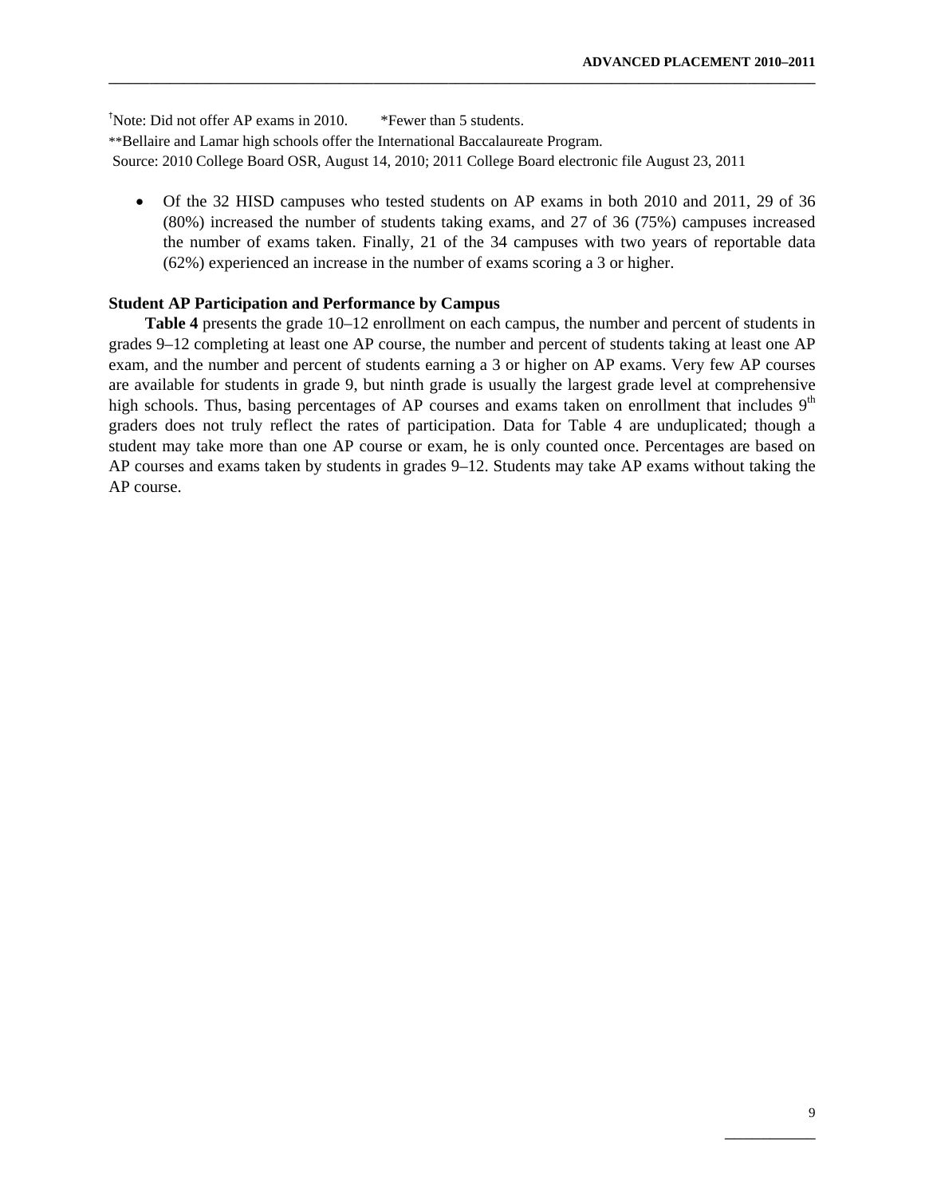†Note: Did not offer AP exams in 2010. *Fewer than 5 students.

**Bellaire and Lamar high schools offer the International Baccalaureate Program.

Source: 2010 College Board OSR, August 14, 2010; 2011 College Board electronic file August 23, 2011

- Of the 32 HISD campuses who tested students on AP exams in both 2010 and 2011, 29 of 36 (80%) increased the number of students taking exams, and 27 of 36 (75%) campuses increased the number of exams taken. Finally, 21 of the 34 campuses with two years of reportable data (62%) experienced an increase in the number of exams scoring a 3 or higher.

### Student AP Participation and Performance by Campus

**Table 4** presents the grade 10–12 enrollment on each campus, the number and percent of students in grades 9–12 completing at least one AP course, the number and percent of students taking at least one AP exam, and the number and percent of students earning a 3 or higher on AP exams. Very few AP courses are available for students in grade 9, but ninth grade is usually the largest grade level at comprehensive high schools. Thus, basing percentages of AP courses and exams taken on enrollment that includes 9th graders does not truly reflect the rates of participation. Data for Table 4 are unduplicated; though a student may take more than one AP course or exam, he is only counted once. Percentages are based on AP courses and exams taken by students in grades 9–12. Students may take AP exams without taking the AP course.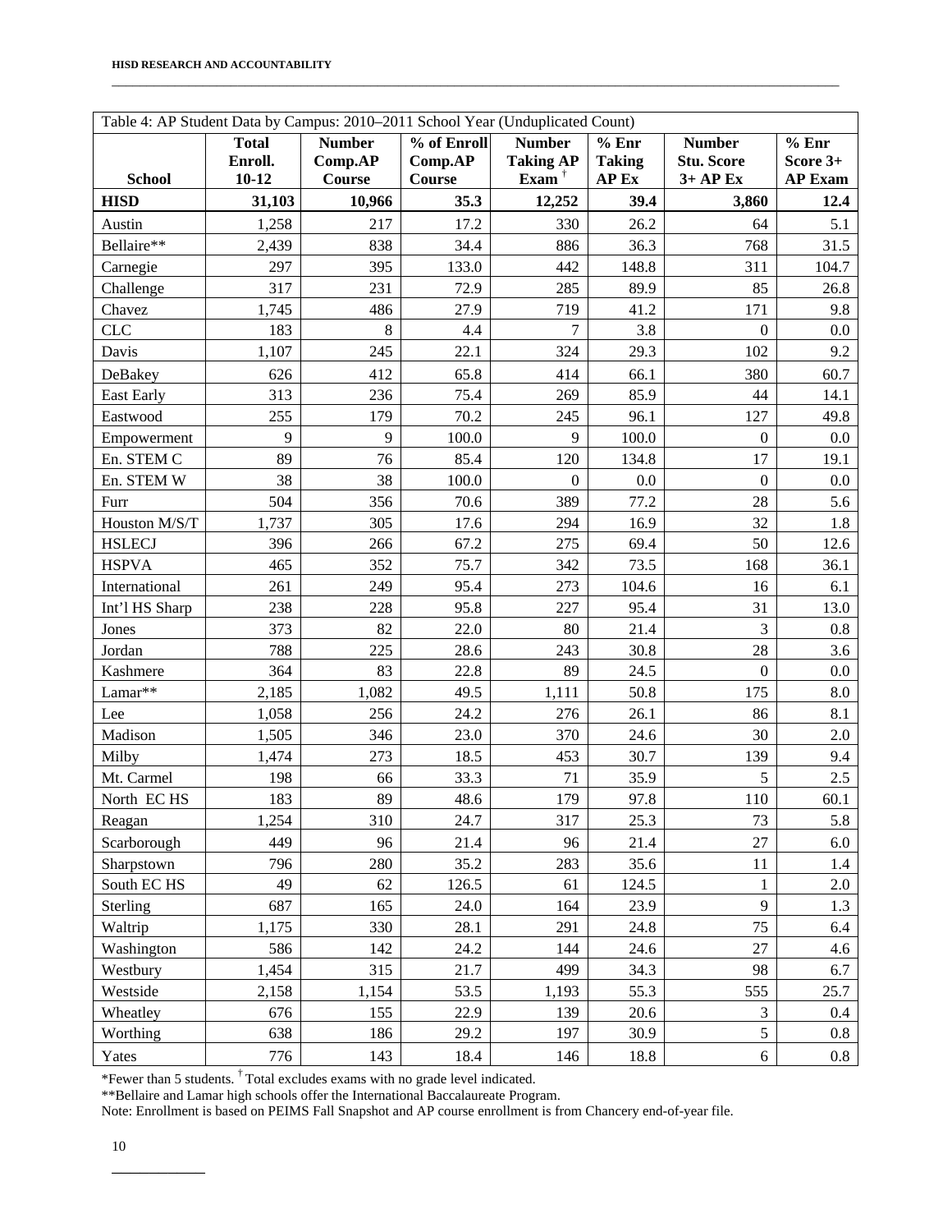Table 4: AP Student Data by Campus: 2010–2011 School Year (Unduplicated Count)

| School | Total Enroll. 10-12 | Number Comp.AP Course | % of Enroll Comp.AP Course | Number Taking AP Exam † | % Enr Taking AP Ex | Number Stu. Score 3+ AP Ex | % Enr Score 3+ AP Exam |
|---|---|---|---|---|---|---|---|
| **HISD** | **31,103** | **10,966** | **35.3** | **12,252** | **39.4** | **3,860** | **12.4** |
| Austin | 1,258 | 217 | 17.2 | 330 | 26.2 | 64 | 5.1 |
| Bellaire** | 2,439 | 838 | 34.4 | 886 | 36.3 | 768 | 31.5 |
| Carnegie | 297 | 395 | 133.0 | 442 | 148.8 | 311 | 104.7 |
| Challenge | 317 | 231 | 72.9 | 285 | 89.9 | 85 | 26.8 |
| Chavez | 1,745 | 486 | 27.9 | 719 | 41.2 | 171 | 9.8 |
| CLC | 183 | 8 | 4.4 | 7 | 3.8 | 0 | 0.0 |
| Davis | 1,107 | 245 | 22.1 | 324 | 29.3 | 102 | 9.2 |
| DeBakey | 626 | 412 | 65.8 | 414 | 66.1 | 380 | 60.7 |
| East Early | 313 | 236 | 75.4 | 269 | 85.9 | 44 | 14.1 |
| Eastwood | 255 | 179 | 70.2 | 245 | 96.1 | 127 | 49.8 |
| Empowerment | 9 | 9 | 100.0 | 9 | 100.0 | 0 | 0.0 |
| En. STEM C | 89 | 76 | 85.4 | 120 | 134.8 | 17 | 19.1 |
| En. STEM W | 38 | 38 | 100.0 | 0 | 0.0 | 0 | 0.0 |
| Furr | 504 | 356 | 70.6 | 389 | 77.2 | 28 | 5.6 |
| Houston M/S/T | 1,737 | 305 | 17.6 | 294 | 16.9 | 32 | 1.8 |
| HSLECJ | 396 | 266 | 67.2 | 275 | 69.4 | 50 | 12.6 |
| HSPVA | 465 | 352 | 75.7 | 342 | 73.5 | 168 | 36.1 |
| International | 261 | 249 | 95.4 | 273 | 104.6 | 16 | 6.1 |
| Int'l HS Sharp | 238 | 228 | 95.8 | 227 | 95.4 | 31 | 13.0 |
| Jones | 373 | 82 | 22.0 | 80 | 21.4 | 3 | 0.8 |
| Jordan | 788 | 225 | 28.6 | 243 | 30.8 | 28 | 3.6 |
| Kashmere | 364 | 83 | 22.8 | 89 | 24.5 | 0 | 0.0 |
| Lamar** | 2,185 | 1,082 | 49.5 | 1,111 | 50.8 | 175 | 8.0 |
| Lee | 1,058 | 256 | 24.2 | 276 | 26.1 | 86 | 8.1 |
| Madison | 1,505 | 346 | 23.0 | 370 | 24.6 | 30 | 2.0 |
| Milby | 1,474 | 273 | 18.5 | 453 | 30.7 | 139 | 9.4 |
| Mt. Carmel | 198 | 66 | 33.3 | 71 | 35.9 | 5 | 2.5 |
| North EC HS | 183 | 89 | 48.6 | 179 | 97.8 | 110 | 60.1 |
| Reagan | 1,254 | 310 | 24.7 | 317 | 25.3 | 73 | 5.8 |
| Scarborough | 449 | 96 | 21.4 | 96 | 21.4 | 27 | 6.0 |
| Sharpstown | 796 | 280 | 35.2 | 283 | 35.6 | 11 | 1.4 |
| South EC HS | 49 | 62 | 126.5 | 61 | 124.5 | 1 | 2.0 |
| Sterling | 687 | 165 | 24.0 | 164 | 23.9 | 9 | 1.3 |
| Waltrip | 1,175 | 330 | 28.1 | 291 | 24.8 | 75 | 6.4 |
| Washington | 586 | 142 | 24.2 | 144 | 24.6 | 27 | 4.6 |
| Westbury | 1,454 | 315 | 21.7 | 499 | 34.3 | 98 | 6.7 |
| Westside | 2,158 | 1,154 | 53.5 | 1,193 | 55.3 | 555 | 25.7 |
| Wheatley | 676 | 155 | 22.9 | 139 | 20.6 | 3 | 0.4 |
| Worthing | 638 | 186 | 29.2 | 197 | 30.9 | 5 | 0.8 |
| Yates | 776 | 143 | 18.4 | 146 | 18.8 | 6 | 0.8 |

*Fewer than 5 students. † Total excludes exams with no grade level indicated.

**Bellaire and Lamar high schools offer the International Baccalaureate Program.

Note: Enrollment is based on PEIMS Fall Snapshot and AP course enrollment is from Chancery end-of-year file.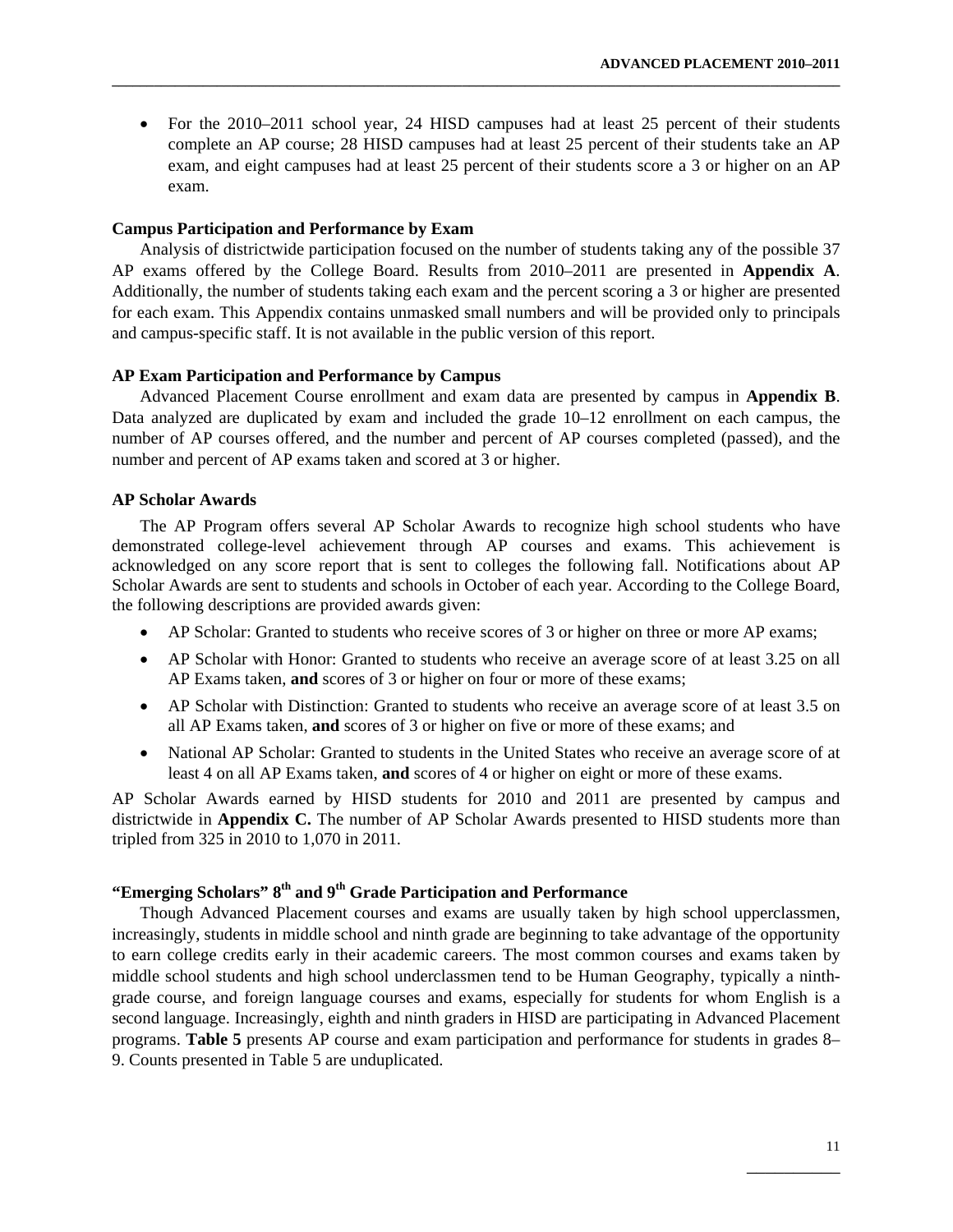- For the 2010–2011 school year, 24 HISD campuses had at least 25 percent of their students complete an AP course; 28 HISD campuses had at least 25 percent of their students take an AP exam, and eight campuses had at least 25 percent of their students score a 3 or higher on an AP exam.

**Campus Participation and Performance by Exam**

Analysis of districtwide participation focused on the number of students taking any of the possible 37 AP exams offered by the College Board. Results from 2010–2011 are presented in **Appendix A**. Additionally, the number of students taking each exam and the percent scoring a 3 or higher are presented for each exam. This Appendix contains unmasked small numbers and will be provided only to principals and campus-specific staff. It is not available in the public version of this report.

**AP Exam Participation and Performance by Campus**

Advanced Placement Course enrollment and exam data are presented by campus in **Appendix B**. Data analyzed are duplicated by exam and included the grade 10–12 enrollment on each campus, the number of AP courses offered, and the number and percent of AP courses completed (passed), and the number and percent of AP exams taken and scored at 3 or higher.

**AP Scholar Awards**

The AP Program offers several AP Scholar Awards to recognize high school students who have demonstrated college-level achievement through AP courses and exams. This achievement is acknowledged on any score report that is sent to colleges the following fall. Notifications about AP Scholar Awards are sent to students and schools in October of each year. According to the College Board, the following descriptions are provided awards given:

- AP Scholar: Granted to students who receive scores of 3 or higher on three or more AP exams;
- AP Scholar with Honor: Granted to students who receive an average score of at least 3.25 on all AP Exams taken, **and** scores of 3 or higher on four or more of these exams;
- AP Scholar with Distinction: Granted to students who receive an average score of at least 3.5 on all AP Exams taken, **and** scores of 3 or higher on five or more of these exams; and
- National AP Scholar: Granted to students in the United States who receive an average score of at least 4 on all AP Exams taken, **and** scores of 4 or higher on eight or more of these exams.

AP Scholar Awards earned by HISD students for 2010 and 2011 are presented by campus and districtwide in **Appendix C.** The number of AP Scholar Awards presented to HISD students more than tripled from 325 in 2010 to 1,070 in 2011.

**"Emerging Scholars" 8th and 9th Grade Participation and Performance**

Though Advanced Placement courses and exams are usually taken by high school upperclassmen, increasingly, students in middle school and ninth grade are beginning to take advantage of the opportunity to earn college credits early in their academic careers. The most common courses and exams taken by middle school students and high school underclassmen tend to be Human Geography, typically a ninth-grade course, and foreign language courses and exams, especially for students for whom English is a second language. Increasingly, eighth and ninth graders in HISD are participating in Advanced Placement programs. **Table 5** presents AP course and exam participation and performance for students in grades 8–9. Counts presented in Table 5 are unduplicated.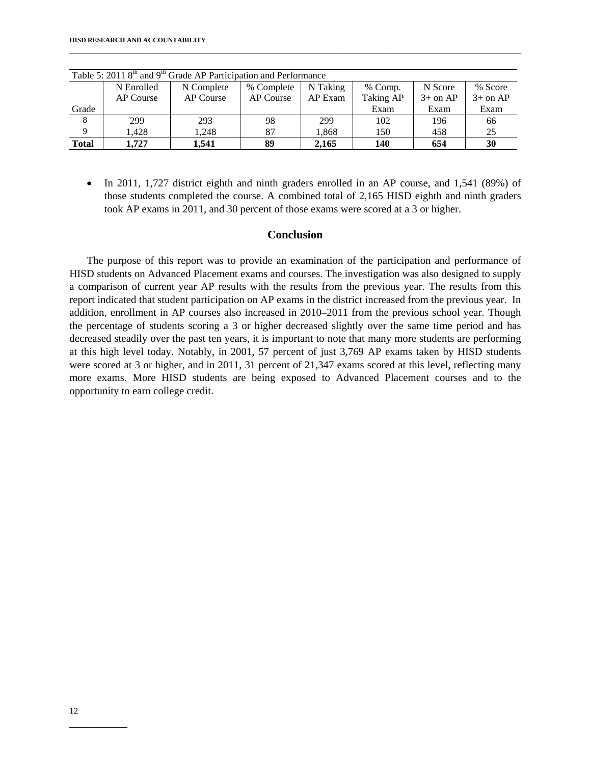Table 5: 2011 8th and 9th Grade AP Participation and Performance

| Grade | N Enrolled AP Course | N Complete AP Course | % Complete AP Course | N Taking AP Exam | % Comp. Taking AP Exam | N Score 3+ on AP Exam | % Score 3+ on AP Exam |
|---|---|---|---|---|---|---|---|
| 8 | 299 | 293 | 98 | 299 | 102 | 196 | 66 |
| 9 | 1,428 | 1,248 | 87 | 1,868 | 150 | 458 | 25 |
| **Total** | **1,727** | **1,541** | **89** | **2,165** | **140** | **654** | **30** |

- In 2011, 1,727 district eighth and ninth graders enrolled in an AP course, and 1,541 (89%) of those students completed the course. A combined total of 2,165 HISD eighth and ninth graders took AP exams in 2011, and 30 percent of those exams were scored at a 3 or higher.

## Conclusion

The purpose of this report was to provide an examination of the participation and performance of HISD students on Advanced Placement exams and courses. The investigation was also designed to supply a comparison of current year AP results with the results from the previous year. The results from this report indicated that student participation on AP exams in the district increased from the previous year. In addition, enrollment in AP courses also increased in 2010–2011 from the previous school year. Though the percentage of students scoring a 3 or higher decreased slightly over the same time period and has decreased steadily over the past ten years, it is important to note that many more students are performing at this high level today. Notably, in 2001, 57 percent of just 3,769 AP exams taken by HISD students were scored at 3 or higher, and in 2011, 31 percent of 21,347 exams scored at this level, reflecting many more exams. More HISD students are being exposed to Advanced Placement courses and to the opportunity to earn college credit.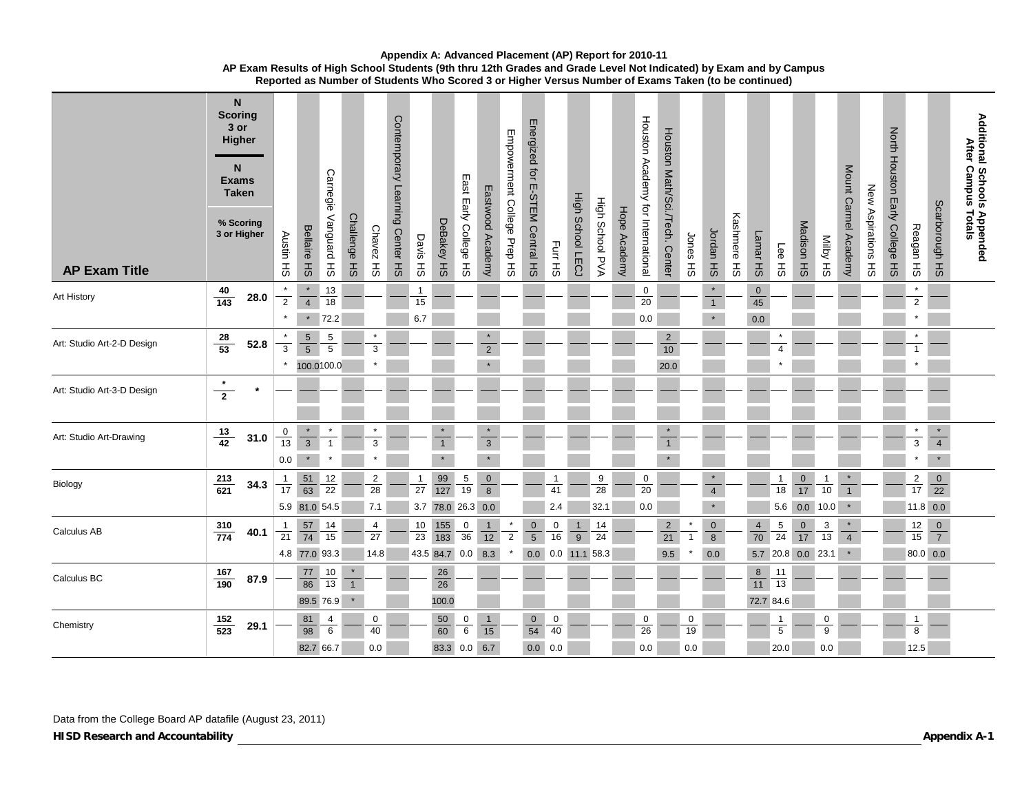**Appendix A: Advanced Placement (AP) Report for 2010-11**
**AP Exam Results of High School Students (9th thru 12th Grades and Grade Level Not Indicated) by Exam and by Campus**
**Reported as Number of Students Who Scored 3 or Higher Versus Number of Exams Taken (to be continued)**

Cell format: N Scoring 3 or Higher / N Exams Taken (% Scoring 3 or Higher)

| AP Exam Title | N Scoring 3 or Higher / N Exams Taken | % Scoring 3 or Higher | Austin HS | Bellaire HS | Carnegie Vanguard HS | Challenge HS | Chavez HS | Contemporary Learning Center HS | Davis HS | DeBakey HS | East Early College HS | Eastwood Academy | Empowerment College Prep HS | Energized for E-STEM Central HS | Furr HS | High School LECJ | High School PVA | Hope Academy | Houston Academy for International | Houston Math/Sci./Tech. Center | Jones HS | Jordan HS | Kashmere HS | Lamar HS | Lee HS | Madison HS | Milby HS | Mount Carmel Academy | New Aspirations HS | North Houston Early College HS | Reagan HS | Scarborough HS | Additional Schools Appended After Campus Totals |
|---|---|---|---|---|---|---|---|---|---|---|---|---|---|---|---|---|---|---|---|---|---|---|---|---|---|---|---|---|---|---|---|---|---|
| Art History | 40/143 | 28.0 | */2 (*) | */4 (*) | 13/18 (72.2) | — | — | — | 1/15 (6.7) | — | — | — | — | — | — | — | — | — | 0/20 (0.0) | — | — | */1 (*) | — | 0/45 (0.0) | — | — | — | — | — | — | */2 (*) | — | |
| Art: Studio Art-2-D Design | 28/53 | 52.8 | */3 (*) | 5/5 (100.0) | 5/5 (100.0) | — | */3 (*) | — | — | — | — | */2 (*) | — | — | — | — | — | — | — | 2/10 (20.0) | — | — | — | — | */4 (*) | — | — | — | — | — | */1 (*) | — | |
| Art: Studio Art-3-D Design | */2 | * | — | — | — | — | — | — | — | — | — | — | — | — | — | — | — | — | — | — | — | — | — | — | — | — | — | — | — | — | — | — | |
| Art: Studio Art-Drawing | 13/42 | 31.0 | 0/13 (0.0) | */3 (*) | */1 (*) | — | */3 (*) | — | — | */1 (*) | — | */3 (*) | — | — | — | — | — | — | — | */1 (*) | — | — | — | — | — | — | — | — | — | — | */3 (*) | */4 (*) | |
| Biology | 213/621 | 34.3 | 1/17 (5.9) | 51/63 (81.0) | 12/22 (54.5) | — | 2/28 (7.1) | — | 1/27 (3.7) | 99/127 (78.0) | 5/19 (26.3) | 0/8 (0.0) | — | — | 1/41 (2.4) | — | 9/28 (32.1) | — | 0/20 (0.0) | — | — | */4 (*) | — | — | 1/18 (5.6) | 0/17 (0.0) | 1/10 (10.0) | */1 (*) | — | — | 2/17 (11.8) | 0/22 (0.0) | |
| Calculus AB | 310/774 | 40.1 | 1/21 (4.8) | 57/74 (77.0) | 14/15 (93.3) | — | 4/27 (14.8) | — | 10/23 (43.5) | 155/183 (84.7) | 0/36 (0.0) | 1/12 (8.3) | */2 (*) | 0/5 (0.0) | 0/16 (0.0) | 1/9 (11.1) | 14/24 (58.3) | — | — | 2/21 (9.5) | */1 (*) | 0/8 (0.0) | — | 4/70 (5.7) | 5/24 (20.8) | 0/17 (0.0) | 3/13 (23.1) | */4 (*) | — | — | 12/15 (80.0) | 0/7 (0.0) | |
| Calculus BC | 167/190 | 87.9 | — | 77/86 (89.5) | 10/13 (76.9) | */1 (*) | — | — | — | 26/26 (100.0) | — | — | — | — | — | — | — | — | — | — | — | — | — | 8/11 (72.7) | 11/13 (84.6) | — | — | — | — | — | — | — | |
| Chemistry | 152/523 | 29.1 | — | 81/98 (82.7) | 4/6 (66.7) | — | 0/40 (0.0) | — | — | 50/60 (83.3) | 0/6 (0.0) | 1/15 (6.7) | — | 0/54 (0.0) | 0/40 (0.0) | — | — | — | 0/26 (0.0) | — | 0/19 (0.0) | — | — | — | 1/5 (20.0) | — | 0/9 (0.0) | — | — | — | 1/8 (12.5) | — | |

Data from the College Board AP datafile (August 23, 2011)

**HISD Research and Accountability** **Appendix A-1**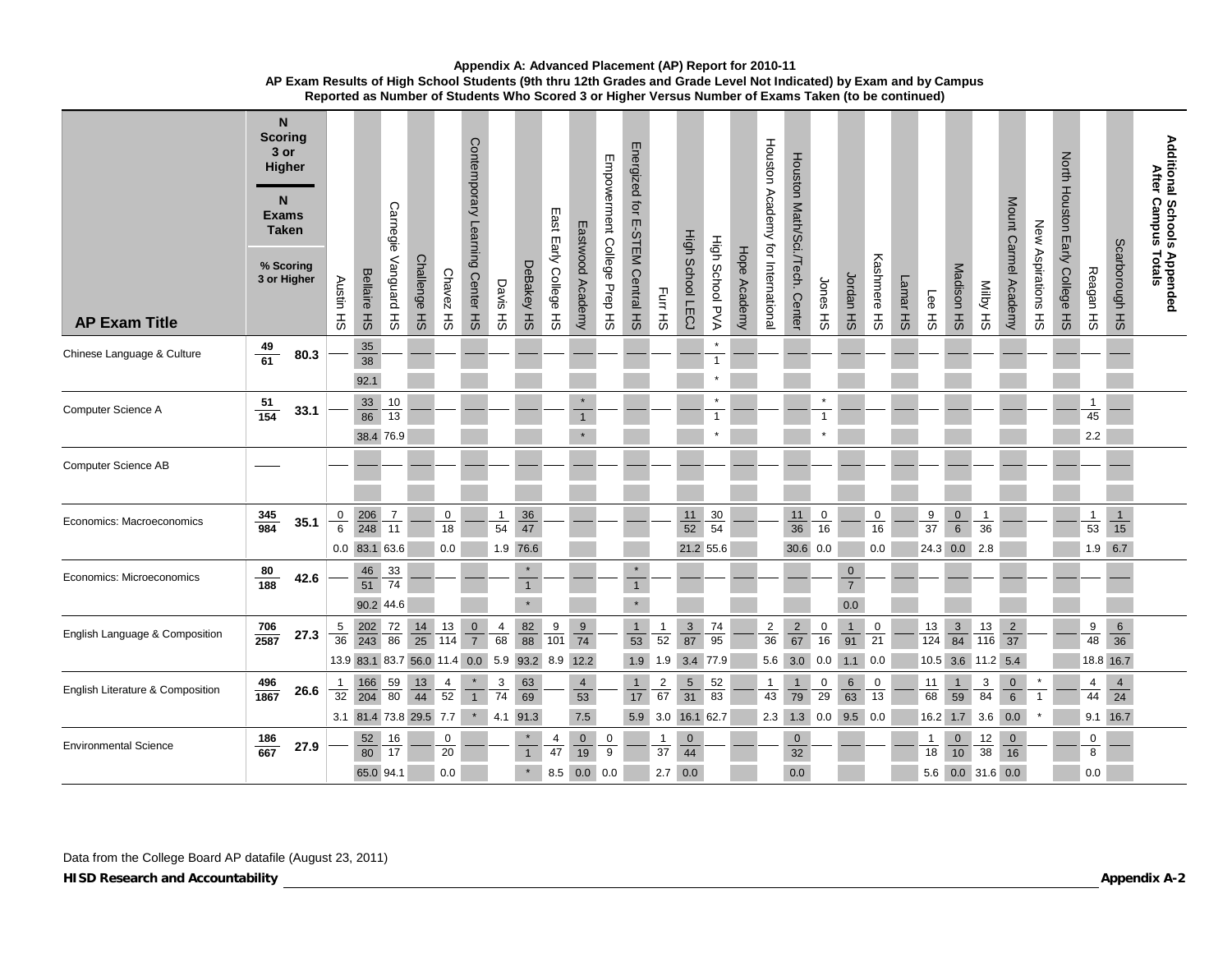# Appendix A: Advanced Placement (AP) Report for 2010-11

## AP Exam Results of High School Students (9th thru 12th Grades and Grade Level Not Indicated) by Exam and by Campus

### Reported as Number of Students Who Scored 3 or Higher Versus Number of Exams Taken (to be continued)

Cell format: N Scoring 3 or Higher / N Exams Taken (% Scoring 3 or Higher)

| AP Exam Title | Total N Scoring 3 or Higher / N Exams Taken | % Scoring 3 or Higher | Austin HS | Bellaire HS | Carnegie Vanguard HS | Challenge HS | Chavez HS | Contemporary Learning Center HS | Davis HS | DeBakey HS | East Early College HS | Eastwood Academy | Empowerment College Prep HS | Energized for E-STEM Central HS | Furr HS | High School LECJ | High School PVA | Hope Academy | Houston Academy for International | Houston Math/Sci./Tech. Center | Jones HS | Jordan HS | Kashmere HS | Lamar HS | Lee HS | Madison HS | Milby HS | Mount Carmel Academy | New Aspirations HS | North Houston Early College HS | Reagan HS | Scarborough HS |
|---|---|---|---|---|---|---|---|---|---|---|---|---|---|---|---|---|---|---|---|---|---|---|---|---|---|---|---|---|---|---|---|---|
| Chinese Language & Culture | 49/61 | 80.3 | | 35/38 (92.1) | | | | | | | | | | | | | */1 (*) | | | | | | | | | | | | | | | |
| Computer Science A | 51/154 | 33.1 | | 33/86 (38.4) | 10/13 (76.9) | | | | | | | */1 (*) | | | | | */1 (*) | | | | */1 (*) | | | | | | | | | | 1/45 (2.2) | |
| Computer Science AB | — | | | | | | | | | | | | | | | | | | | | | | | | | | | | | | | |
| Economics: Macroeconomics | 345/984 | 35.1 | 0/6 (0.0) | 206/248 (83.1) | 7/11 (63.6) | | 0/18 (0.0) | | 1/54 (1.9) | 36/47 (76.6) | | | | | | 11/52 (21.2) | 30/54 (55.6) | | | 11/36 (30.6) | 0/16 (0.0) | | 0/16 (0.0) | | 9/37 (24.3) | 0/6 (0.0) | 1/36 (2.8) | | | | 1/53 (1.9) | 1/15 (6.7) |
| Economics: Microeconomics | 80/188 | 42.6 | | 46/51 (90.2) | 33/74 (44.6) | | | | | */1 (*) | | | | */1 (*) | | | | | | | | 0/7 (0.0) | | | | | | | | | | |
| English Language & Composition | 706/2587 | 27.3 | 5/36 (13.9) | 202/243 (83.1) | 72/86 (83.7) | 14/25 (56.0) | 13/114 (11.4) | 0/7 (0.0) | 4/68 (5.9) | 82/88 (93.2) | 9/101 (8.9) | 9/74 (12.2) | | 1/53 (1.9) | 1/52 (1.9) | 3/87 (3.4) | 74/95 (77.9) | | 2/36 (5.6) | 2/67 (3.0) | 0/16 (0.0) | 1/91 (1.1) | 0/21 (0.0) | | 13/124 (10.5) | 3/84 (3.6) | 13/116 (11.2) | 2/37 (5.4) | | | 9/48 (18.8) | 6/36 (16.7) |
| English Literature & Composition | 496/1867 | 26.6 | 1/32 (3.1) | 166/204 (81.4) | 59/80 (73.8) | 13/44 (29.5) | 4/52 (7.7) | */1 (*) | 3/74 (4.1) | 63/69 (91.3) | | 4/53 (7.5) | | 1/17 (5.9) | 2/67 (3.0) | 5/31 (16.1) | 52/83 (62.7) | | 1/43 (2.3) | 1/79 (1.3) | 0/29 (0.0) | 6/63 (9.5) | 0/13 (0.0) | | 11/68 (16.2) | 1/59 (1.7) | 3/84 (3.6) | 0/6 (0.0) | */1 (*) | | 4/44 (9.1) | 4/24 (16.7) |
| Environmental Science | 186/667 | 27.9 | | 52/80 (65.0) | 16/17 (94.1) | | 0/20 (0.0) | | | */1 (*) | 4/47 (8.5) | 0/19 (0.0) | 0/9 (0.0) | | 1/37 (2.7) | 0/44 (0.0) | | | | 0/32 (0.0) | | | | | 1/18 (5.6) | 0/10 (0.0) | 12/38 (31.6) | 0/16 (0.0) | | | 0/8 (0.0) | |

**Additional Schools Appended After Campus Totals**

Data from the College Board AP datafile (August 23, 2011)

**HISD Research and Accountability**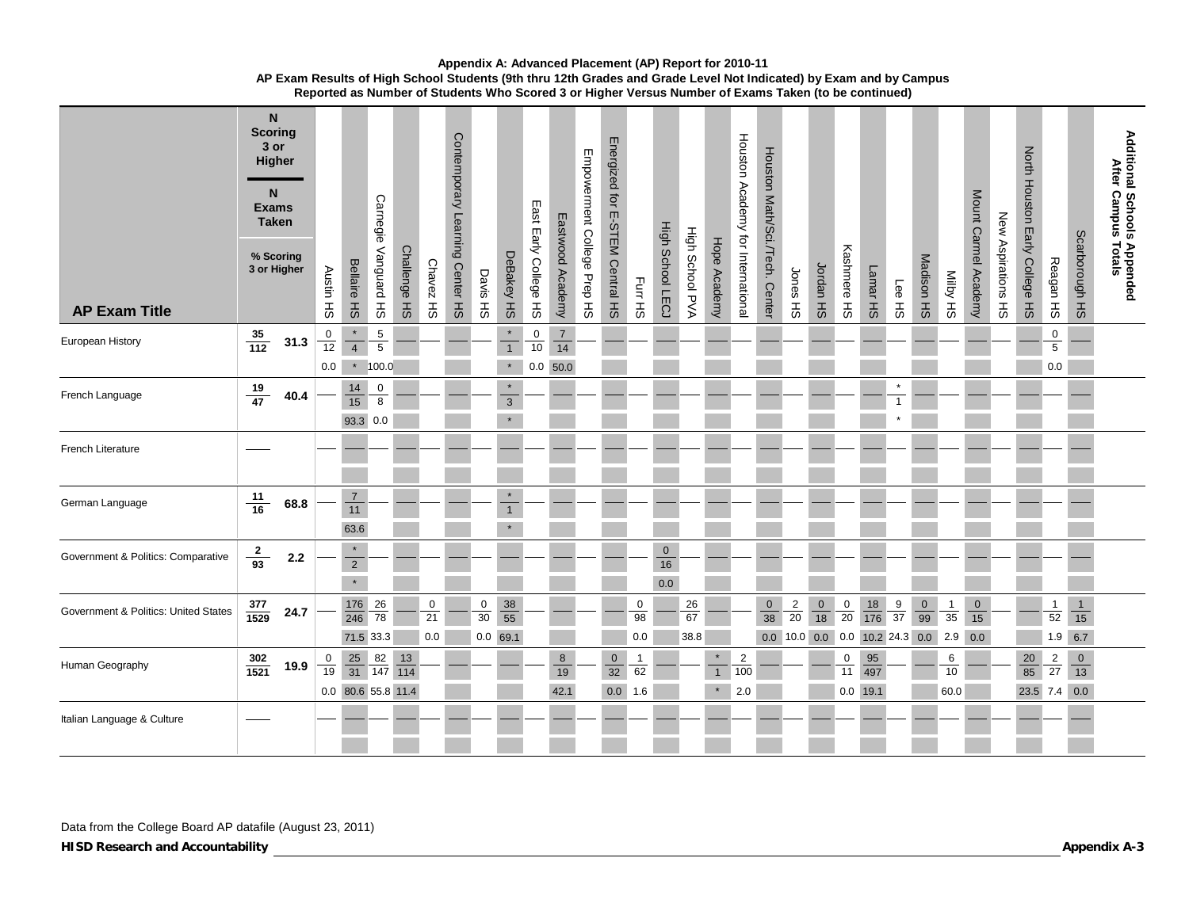**Appendix A: Advanced Placement (AP) Report for 2010-11**
**AP Exam Results of High School Students (9th thru 12th Grades and Grade Level Not Indicated) by Exam and by Campus**
**Reported as Number of Students Who Scored 3 or Higher Versus Number of Exams Taken (to be continued)**

Each cell shows: N Scoring 3 or Higher / N Exams Taken (% Scoring 3 or Higher)

| AP Exam Title | Total | Austin HS | Bellaire HS | Carnegie Vanguard HS | Challenge HS | Chavez HS | Contemporary Learning Center HS | Davis HS | DeBakey HS | East Early College HS | Eastwood Academy | Empowerment College Prep HS | Energized for E-STEM Central HS | Furr HS | High School LECJ | High School PVA | Hope Academy | Houston Academy for International | Houston Math/Sci./Tech. Center | Jones HS | Jordan HS | Kashmere HS | Lamar HS | Lee HS | Madison HS | Milby HS | Mount Carmel Academy | New Aspirations HS | North Houston Early College HS | Reagan HS | Scarborough HS | Additional Schools Appended After Campus Totals |
|---|---|---|---|---|---|---|---|---|---|---|---|---|---|---|---|---|---|---|---|---|---|---|---|---|---|---|---|---|---|---|---|---|
| European History | 35/112 (31.3) | 0/12 (0.0) | */4 (*) | 5/5 (100.0) | | | | | */1 (*) | 0/10 (0.0) | 7/14 (50.0) | | | | | | | | | | | | | | | | | | | 0/5 (0.0) | | |
| French Language | 19/47 (40.4) | | 14/15 (93.3) | 0/8 (0.0) | | | | | */3 (*) | | | | | | | | | | | | | | | */1 (*) | | | | | | | | |
| French Literature | | | | | | | | | | | | | | | | | | | | | | | | | | | | | | | | |
| German Language | 11/16 (68.8) | | 7/11 (63.6) | | | | | | */1 (*) | | | | | | | | | | | | | | | | | | | | | | | |
| Government & Politics: Comparative | 2/93 (2.2) | | */2 (*) | | | | | | | | | | | | 0/16 (0.0) | | | | | | | | | | | | | | | | | |
| Government & Politics: United States | 377/1529 (24.7) | | 176/246 (71.5) | 26/78 (33.3) | | 0/21 (0.0) | | 0/30 (0.0) | 38/55 (69.1) | | | | | 0/98 (0.0) | | 26/67 (38.8) | | | 0/38 (0.0) | 2/20 (10.0) | 0/18 (0.0) | 0/20 (0.0) | 18/176 (10.2) | 9/37 (24.3) | 0/99 (0.0) | 1/35 (2.9) | 0/15 (0.0) | | | 1/52 (1.9) | 1/15 (6.7) | |
| Human Geography | 302/1521 (19.9) | 0/19 (0.0) | 25/31 (80.6) | 82/147 (55.8) | 13/114 (11.4) | | | | | | 8/19 (42.1) | | 0/32 (0.0) | 1/62 (1.6) | | | */1 (*) | 2/100 (2.0) | | | | 0/11 (0.0) | 95/497 (19.1) | | | 6/10 (60.0) | | | 20/85 (23.5) | 2/27 (7.4) | 0/13 (0.0) | |
| Italian Language & Culture | | | | | | | | | | | | | | | | | | | | | | | | | | | | | | | | |

Data from the College Board AP datafile (August 23, 2011)

**HISD Research and Accountability**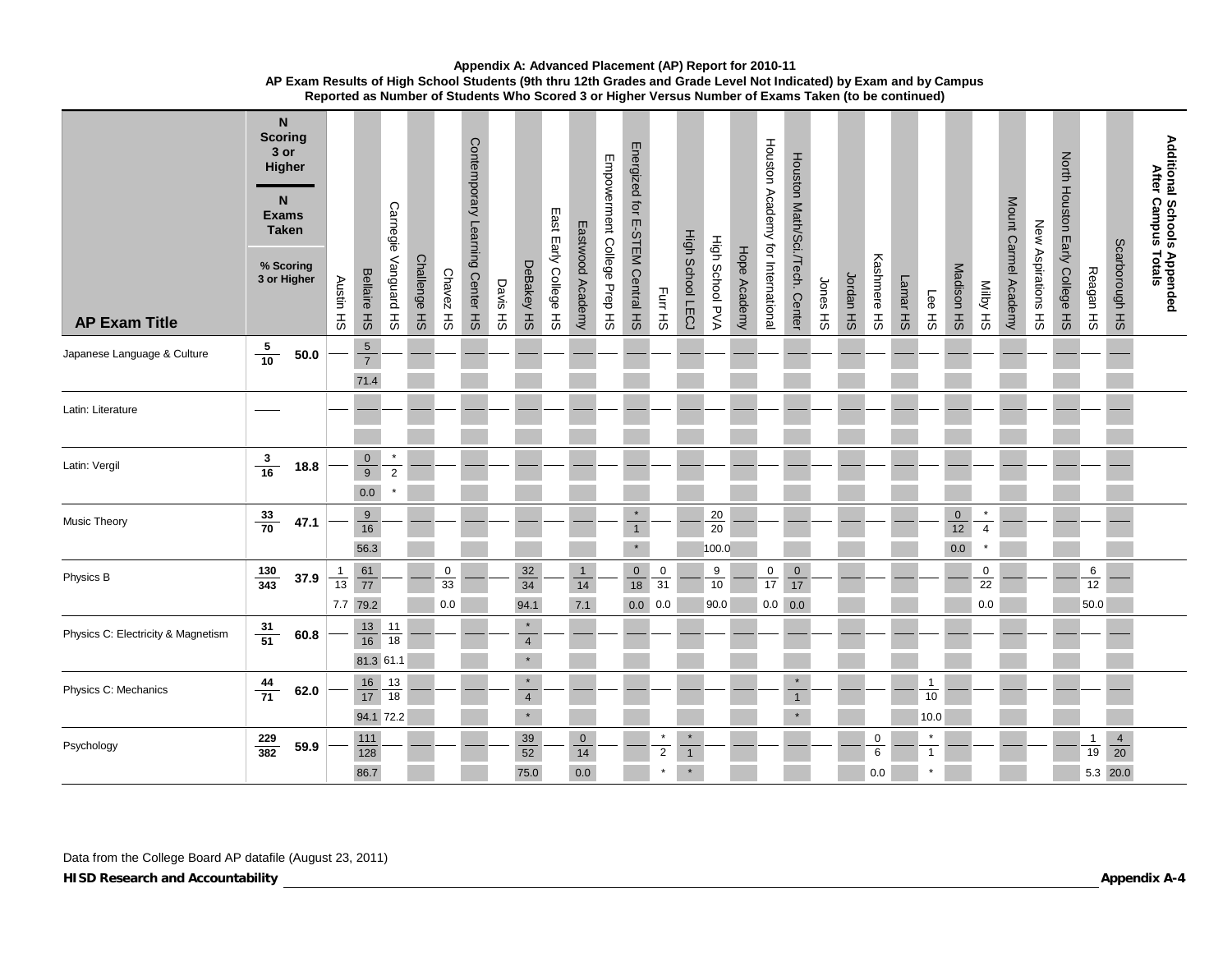**Appendix A: Advanced Placement (AP) Report for 2010-11**
**AP Exam Results of High School Students (9th thru 12th Grades and Grade Level Not Indicated) by Exam and by Campus**
**Reported as Number of Students Who Scored 3 or Higher Versus Number of Exams Taken (to be continued)**

Cell format: N Scoring 3 or Higher / N Exams Taken (% Scoring 3 or Higher)

| AP Exam Title | N Scoring 3 or Higher / N Exams Taken | % Scoring 3 or Higher | Austin HS | Bellaire HS | Carnegie Vanguard HS | Challenge HS | Chavez HS | Contemporary Learning Center HS | Davis HS | DeBakey HS | East Early College HS | Eastwood Academy | Empowerment College Prep HS | Energized for E-STEM Central HS | Furr HS | High School LECJ | High School PVA | Hope Academy | Houston Academy for International | Houston Math/Sci./Tech. Center | Jones HS | Jordan HS | Kashmere HS | Lamar HS | Lee HS | Madison HS | Milby HS | Mount Carmel Academy | New Aspirations HS | North Houston Early College HS | Reagan HS | Scarborough HS | Additional Schools Appended After Campus Totals |
|---|---|---|---|---|---|---|---|---|---|---|---|---|---|---|---|---|---|---|---|---|---|---|---|---|---|---|---|---|---|---|---|---|---|
| Japanese Language & Culture | 5 / 10 | 50.0 | | 5 / 7 (71.4) | | | | | | | | | | | | | | | | | | | | | | | | | | | | | |
| Latin: Literature | | | | | | | | | | | | | | | | | | | | | | | | | | | | | | | | | |
| Latin: Vergil | 3 / 16 | 18.8 | | 0 / 9 (0.0) | * / 2 (*) | | | | | | | | | | | | | | | | | | | | | | | | | | | | |
| Music Theory | 33 / 70 | 47.1 | | 9 / 16 (56.3) | | | | | | | | | | * / 1 (*) | | | 20 / 20 (100.0) | | | | | | | | | 0 / 12 (0.0) | * / 4 (*) | | | | | | |
| Physics B | 130 / 343 | 37.9 | 1 / 13 (7.7) | 61 / 77 (79.2) | | | 0 / 33 (0.0) | | | 32 / 34 (94.1) | | 1 / 14 (7.1) | | 0 / 18 (0.0) | 0 / 31 (0.0) | | 9 / 10 (90.0) | | 0 / 17 (0.0) | 0 / 17 (0.0) | | | | | | | 0 / 22 (0.0) | | | | 6 / 12 (50.0) | | |
| Physics C: Electricity & Magnetism | 31 / 51 | 60.8 | | 13 / 16 (81.3) | 11 / 18 (61.1) | | | | | * / 4 (*) | | | | | | | | | | | | | | | | | | | | | | | |
| Physics C: Mechanics | 44 / 71 | 62.0 | | 16 / 17 (94.1) | 13 / 18 (72.2) | | | | | * / 4 (*) | | | | | | | | | | * / 1 (*) | | | | | 1 / 10 (10.0) | | | | | | | | |
| Psychology | 229 / 382 | 59.9 | | 111 / 128 (86.7) | | | | | | 39 / 52 (75.0) | | 0 / 14 (0.0) | | | * / 2 (*) | * / 1 (*) | | | | | | | 0 / 6 (0.0) | | * / 1 (*) | | | | | | 1 / 19 (5.3) | 4 / 20 (20.0) | |

Data from the College Board AP datafile (August 23, 2011)

**HISD Research and Accountability**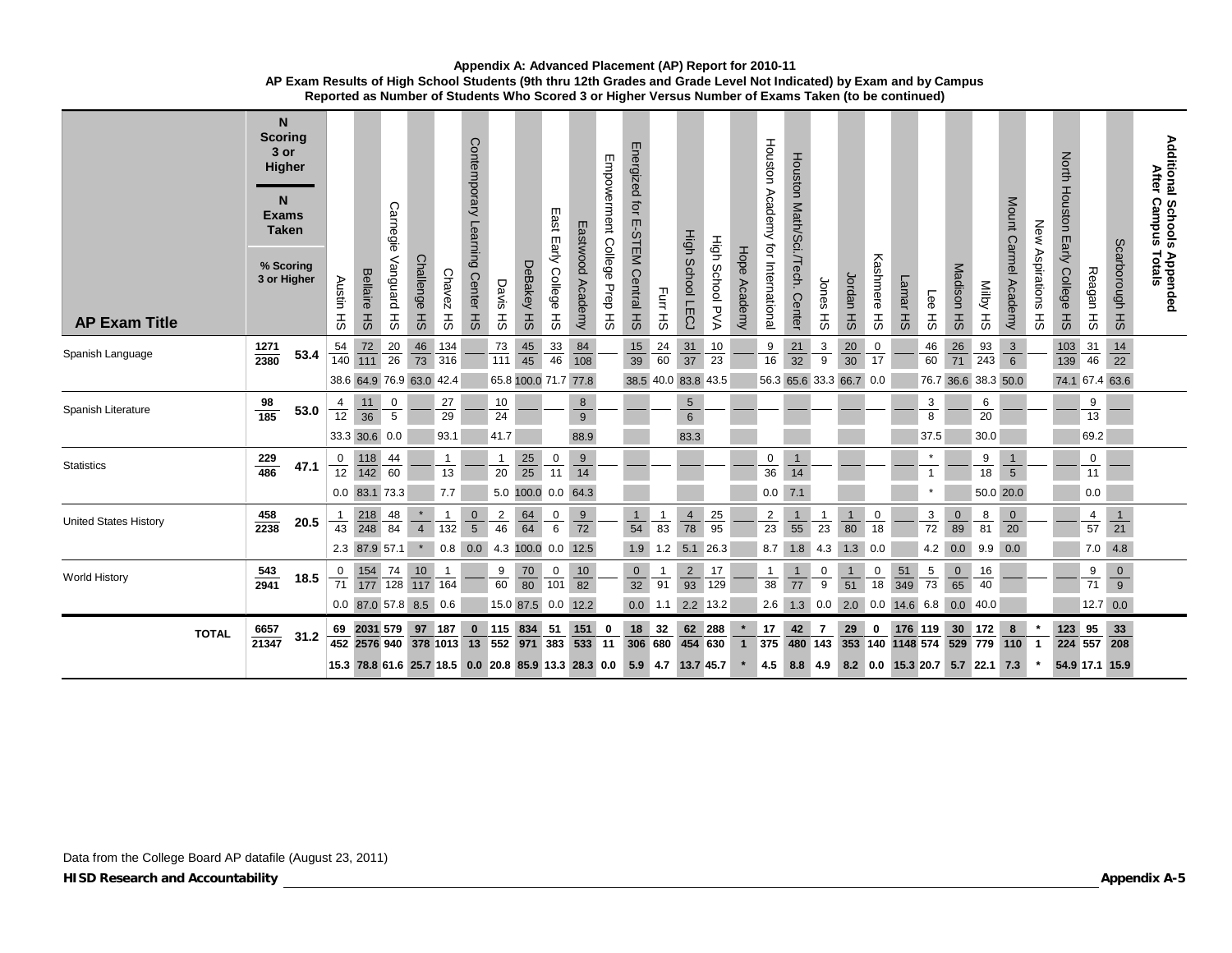**Appendix A: Advanced Placement (AP) Report for 2010-11**
**AP Exam Results of High School Students (9th thru 12th Grades and Grade Level Not Indicated) by Exam and by Campus**
**Reported as Number of Students Who Scored 3 or Higher Versus Number of Exams Taken (to be continued)**

Cell values are shown as N Scoring 3 or Higher / N Exams Taken (% Scoring 3 or Higher).

| AP Exam Title | N Scoring 3 or Higher / N Exams Taken | % Scoring 3 or Higher | Austin HS | Bellaire HS | Carnegie Vanguard HS | Challenge HS | Chavez HS | Contemporary Learning Center HS | Davis HS | DeBakey HS | East Early College HS | Eastwood Academy | Empowerment College Prep HS | Energized for E-STEM Central HS | Furr HS | High School LECJ | High School PVA | Hope Academy | Houston Academy for International | Houston Math/Sci./Tech. Center | Jones HS | Jordan HS | Kashmere HS | Lamar HS | Lee HS | Madison HS | Milby HS | Mount Carmel Academy | New Aspirations HS | North Houston Early College HS | Reagan HS | Scarborough HS | Additional Schools Appended After Campus Totals |
|---|---|---|---|---|---|---|---|---|---|---|---|---|---|---|---|---|---|---|---|---|---|---|---|---|---|---|---|---|---|---|---|---|---|
| Spanish Language | 1271/2380 | 53.4 | 54/140 (38.6) | 72/111 (64.9) | 20/26 (76.9) | 46/73 (63.0) | 134/316 (42.4) | | 73/111 (65.8) | 45/45 (100.0) | 33/46 (71.7) | 84/108 (77.8) | | 15/39 (38.5) | 24/60 (40.0) | 31/37 (83.8) | 10/23 (43.5) | | 9/16 (56.3) | 21/32 (65.6) | 3/9 (33.3) | 20/30 (66.7) | 0/17 (0.0) | | 46/60 (76.7) | 26/71 (36.6) | 93/243 (38.3) | 3/6 (50.0) | | 103/139 (74.1) | 31/46 (67.4) | 14/22 (63.6) | |
| Spanish Literature | 98/185 | 53.0 | 4/12 (33.3) | 11/36 (30.6) | 0/5 (0.0) | | 27/29 (93.1) | | 10/24 (41.7) | | | 8/9 (88.9) | | | | 5/6 (83.3) | | | | | | | | | 3/8 (37.5) | | 6/20 (30.0) | | | | 9/13 (69.2) | | |
| Statistics | 229/486 | 47.1 | 0/12 (0.0) | 118/142 (83.1) | 44/60 (73.3) | | 1/13 (7.7) | | 1/20 (5.0) | 25/25 (100.0) | 0/11 (0.0) | 9/14 (64.3) | | | | | | | 0/36 (0.0) | 1/14 (7.1) | | | | | */1 (*) | | 9/18 (50.0) | 1/5 (20.0) | | | 0/11 (0.0) | | |
| United States History | 458/2238 | 20.5 | 1/43 (2.3) | 218/248 (87.9) | 48/84 (57.1) | */4 (*) | 1/132 (0.8) | 0/5 (0.0) | 2/46 (4.3) | 64/64 (100.0) | 0/6 (0.0) | 9/72 (12.5) | | 1/54 (1.9) | 1/83 (1.2) | 4/78 (5.1) | 25/95 (26.3) | | 2/23 (8.7) | 1/55 (1.8) | 1/23 (4.3) | 1/80 (1.3) | 0/18 (0.0) | | 3/72 (4.2) | 0/89 (0.0) | 8/81 (9.9) | 0/20 (0.0) | | | 4/57 (7.0) | 1/21 (4.8) | |
| World History | 543/2941 | 18.5 | 0/71 (0.0) | 154/177 (87.0) | 74/128 (57.8) | 10/117 (8.5) | 1/164 (0.6) | | 9/60 (15.0) | 70/80 (87.5) | 0/101 (0.0) | 10/82 (12.2) | | 0/32 (0.0) | 1/91 (1.1) | 2/93 (2.2) | 17/129 (13.2) | | 1/38 (2.6) | 1/77 (1.3) | 0/9 (0.0) | 1/51 (2.0) | 0/18 (0.0) | 51/349 (14.6) | 5/73 (6.8) | 0/65 (0.0) | 16/40 (40.0) | | | | 9/71 (12.7) | 0/9 (0.0) | |
| **TOTAL** | **6657/21347** | **31.2** | **69/452 (15.3)** | **2031/2576 (78.8)** | **579/940 (61.6)** | **97/378 (25.7)** | **187/1013 (18.5)** | **0/13 (0.0)** | **115/552 (20.8)** | **834/971 (85.9)** | **51/383 (13.3)** | **151/533 (28.3)** | **0/11 (0.0)** | **18/306 (5.9)** | **32/680 (4.7)** | **62/454 (13.7)** | **288/630 (45.7)** | ***/1 (*)** | **17/375 (4.5)** | **42/480 (8.8)** | **7/143 (4.9)** | **29/353 (8.2)** | **0/140 (0.0)** | **176/1148 (15.3)** | **119/574 (20.7)** | **30/529 (5.7)** | **172/779 (22.1)** | **8/110 (7.3)** | ***/1 (*)** | **123/224 (54.9)** | **95/557 (17.1)** | **33/208 (15.9)** | |

Data from the College Board AP datafile (August 23, 2011)

**HISD Research and Accountability**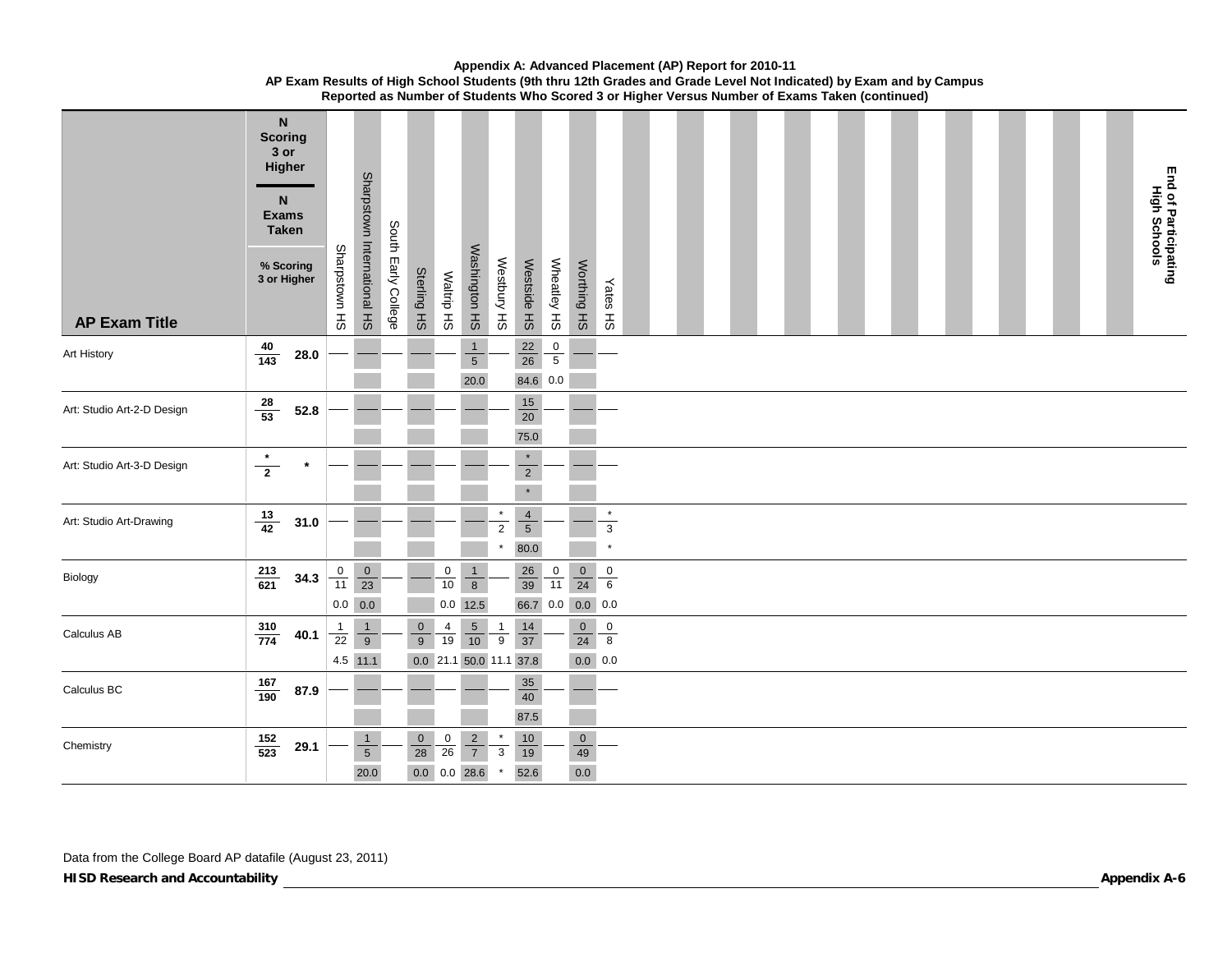**Appendix A: Advanced Placement (AP) Report for 2010-11**
**AP Exam Results of High School Students (9th thru 12th Grades and Grade Level Not Indicated) by Exam and by Campus**
**Reported as Number of Students Who Scored 3 or Higher Versus Number of Exams Taken (continued)**

Each campus cell is shown as N Scoring 3 or Higher / N Exams Taken (% Scoring 3 or Higher).

| AP Exam Title | N Scoring 3 or Higher / N Exams Taken | % Scoring 3 or Higher | Sharpstown HS | Sharpstown International HS | South Early College | Sterling HS | Waltrip HS | Washington HS | Westbury HS | Westside HS | Wheatley HS | Worthing HS | Yates HS |
|---|---|---|---|---|---|---|---|---|---|---|---|---|---|
| Art History | 40/143 | 28.0 | — | — | — | — | — | 1/5 (20.0) | — | 22/26 (84.6) | 0/5 (0.0) | — | — |
| Art: Studio Art-2-D Design | 28/53 | 52.8 | — | — | — | — | — | — | — | 15/20 (75.0) | — | — | — |
| Art: Studio Art-3-D Design | */2 | * | — | — | — | — | — | — | — | */2 (*) | — | — | — |
| Art: Studio Art-Drawing | 13/42 | 31.0 | — | — | — | — | — | — | */2 (*) | 4/5 (80.0) | — | — | */3 (*) |
| Biology | 213/621 | 34.3 | 0/11 (0.0) | 0/23 (0.0) | — | — | 0/10 (0.0) | 1/8 (12.5) | — | 26/39 (66.7) | 0/11 (0.0) | 0/24 (0.0) | 0/6 (0.0) |
| Calculus AB | 310/774 | 40.1 | 1/22 (4.5) | 1/9 (11.1) | — | 0/9 (0.0) | 4/19 (21.1) | 5/10 (50.0) | 1/9 (11.1) | 14/37 (37.8) | — | 0/24 (0.0) | 0/8 (0.0) |
| Calculus BC | 167/190 | 87.9 | — | — | — | — | — | — | — | 35/40 (87.5) | — | — | — |
| Chemistry | 152/523 | 29.1 | — | 1/5 (20.0) | — | 0/28 (0.0) | 0/26 (0.0) | 2/7 (28.6) | */3 (*) | 10/19 (52.6) | — | 0/49 (0.0) | — |

**End of Participating High Schools**

Data from the College Board AP datafile (August 23, 2011)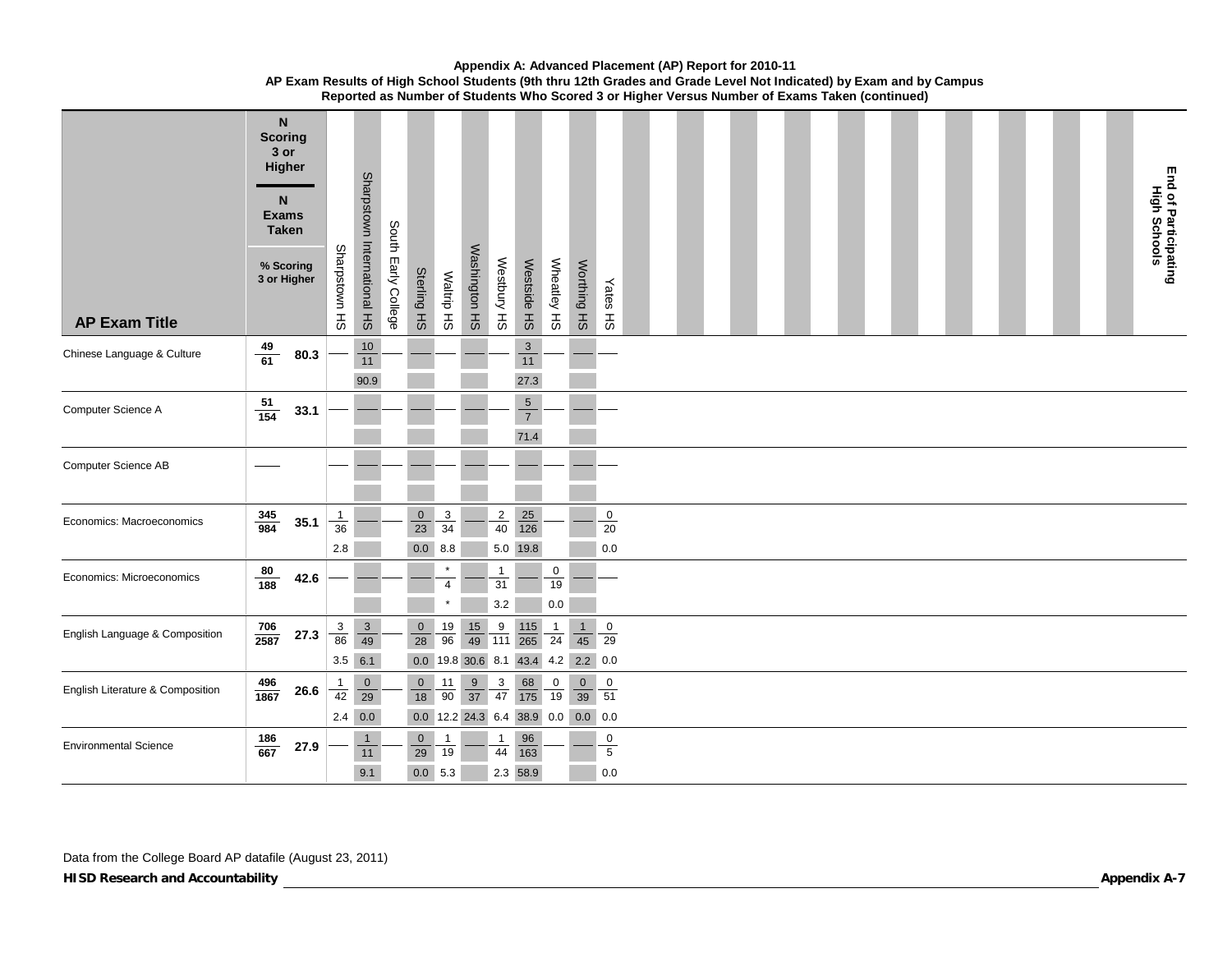**Appendix A: Advanced Placement (AP) Report for 2010-11**
**AP Exam Results of High School Students (9th thru 12th Grades and Grade Level Not Indicated) by Exam and by Campus**
**Reported as Number of Students Who Scored 3 or Higher Versus Number of Exams Taken (continued)**

Each cell: N Scoring 3 or Higher / N Exams Taken (% Scoring 3 or Higher)

| AP Exam Title | Total | Sharpstown HS | Sharpstown International HS | South Early College | Sterling HS | Waltrip HS | Washington HS | Westbury HS | Westside HS | Wheatley HS | Worthing HS | Yates HS |
|---|---|---|---|---|---|---|---|---|---|---|---|---|
| Chinese Language & Culture | 49/61 (80.3) | — | 10/11 (90.9) | — | — | — | — | — | 3/11 (27.3) | — | — | — |
| Computer Science A | 51/154 (33.1) | — | — | — | — | — | — | — | 5/7 (71.4) | — | — | — |
| Computer Science AB | — | — | — | — | — | — | — | — | — | — | — | — |
| Economics: Macroeconomics | 345/984 (35.1) | 1/36 (2.8) | — | — | 0/23 (0.0) | 3/34 (8.8) | — | 2/40 (5.0) | 25/126 (19.8) | — | — | 0/20 (0.0) |
| Economics: Microeconomics | 80/188 (42.6) | — | — | — | — | */4 (*) | — | 1/31 (3.2) | — | 0/19 (0.0) | — | — |
| English Language & Composition | 706/2587 (27.3) | 3/86 (3.5) | 3/49 (6.1) | — | 0/28 (0.0) | 19/96 (19.8) | 15/49 (30.6) | 9/111 (8.1) | 115/265 (43.4) | 1/24 (4.2) | 1/45 (2.2) | 0/29 (0.0) |
| English Literature & Composition | 496/1867 (26.6) | 1/42 (2.4) | 0/29 (0.0) | — | 0/18 (0.0) | 11/90 (12.2) | 9/37 (24.3) | 3/47 (6.4) | 68/175 (38.9) | 0/19 (0.0) | 0/39 (0.0) | 0/51 (0.0) |
| Environmental Science | 186/667 (27.9) | — | 1/11 (9.1) | — | 0/29 (0.0) | 1/19 (5.3) | — | 1/44 (2.3) | 96/163 (58.9) | — | — | 0/5 (0.0) |

End of Participating High Schools

Data from the College Board AP datafile (August 23, 2011)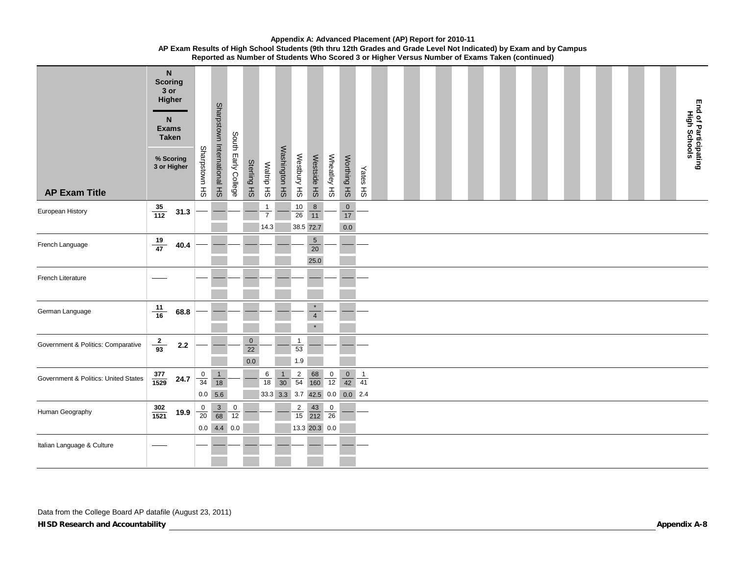**Appendix A: Advanced Placement (AP) Report for 2010-11**
**AP Exam Results of High School Students (9th thru 12th Grades and Grade Level Not Indicated) by Exam and by Campus**
**Reported as Number of Students Who Scored 3 or Higher Versus Number of Exams Taken (continued)**

Cells show N Scoring 3 or Higher / N Exams Taken (% Scoring 3 or Higher).

| AP Exam Title | N Scoring 3 or Higher / N Exams Taken | % Scoring 3 or Higher | Sharpstown HS | Sharpstown International HS | South Early College | Sterling HS | Waltrip HS | Washington HS | Westbury HS | Westside HS | Wheatley HS | Worthing HS | Yates HS |
|---|---|---|---|---|---|---|---|---|---|---|---|---|---|
| European History | 35 / 112 | 31.3 | — | — | — | — | 1 / 7 (14.3) | — | 10 / 26 (38.5) | 8 / 11 (72.7) | — | 0 / 17 (0.0) | — |
| French Language | 19 / 47 | 40.4 | — | — | — | — | — | — | — | 5 / 20 (25.0) | — | — | — |
| French Literature | — | | — | — | — | — | — | — | — | — | — | — | — |
| German Language | 11 / 16 | 68.8 | — | — | — | — | — | — | — | * / 4 (*) | — | — | — |
| Government & Politics: Comparative | 2 / 93 | 2.2 | — | — | — | 0 / 22 (0.0) | — | | 1 / 53 (1.9) | — | — | — | — |
| Government & Politics: United States | 377 / 1529 | 24.7 | 0 / 34 (0.0) | 1 / 18 (5.6) | — | | 6 / 18 (33.3) | 1 / 30 (3.3) | 2 / 54 (3.7) | 68 / 160 (42.5) | 0 / 12 (0.0) | 0 / 42 (0.0) | 1 / 41 (2.4) |
| Human Geography | 302 / 1521 | 19.9 | 0 / 20 (0.0) | 3 / 68 (4.4) | 0 / 12 (0.0) | — | — | — | 2 / 15 (13.3) | 43 / 212 (20.3) | 0 / 26 (0.0) | — | — |
| Italian Language & Culture | — | | — | — | — | — | — | — | — | — | — | — | — |

End of Participating High Schools

Data from the College Board AP datafile (August 23, 2011)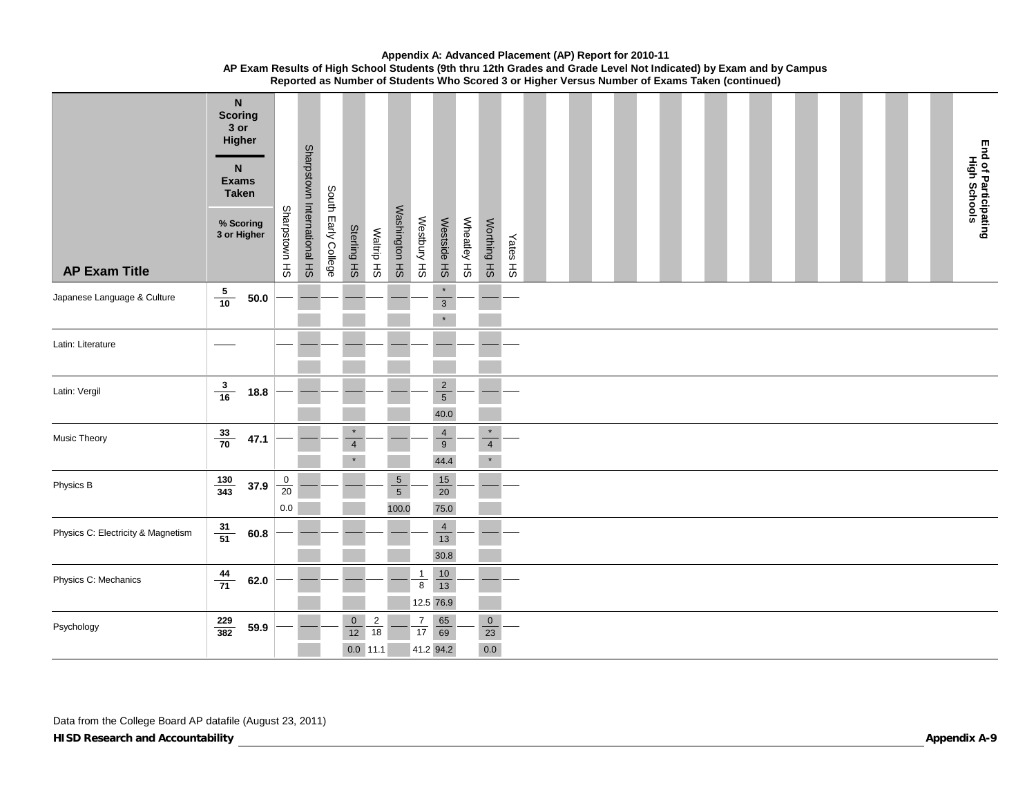**Appendix A: Advanced Placement (AP) Report for 2010-11**
**AP Exam Results of High School Students (9th thru 12th Grades and Grade Level Not Indicated) by Exam and by Campus**
**Reported as Number of Students Who Scored 3 or Higher Versus Number of Exams Taken (continued)**

Each campus cell shows: N Scoring 3 or Higher / N Exams Taken (% Scoring 3 or Higher).

| AP Exam Title | N Scoring 3 or Higher / N Exams Taken | % Scoring 3 or Higher | Sharpstown HS | Sharpstown International HS | South Early College | Sterling HS | Waltrip HS | Washington HS | Westbury HS | Westside HS | Wheatley HS | Worthing HS | Yates HS |
|---|---|---|---|---|---|---|---|---|---|---|---|---|---|
| Japanese Language & Culture | 5 / 10 | 50.0 | — | — | — | — | — | — | — | * / 3 (*) | — | — | — |
| Latin: Literature | — | | — | — | — | — | — | — | — | — | — | — | — |
| Latin: Vergil | 3 / 16 | 18.8 | — | — | — | — | — | — | — | 2 / 5 (40.0) | — | — | — |
| Music Theory | 33 / 70 | 47.1 | — | — | — | * / 4 (*) | — | — | — | 4 / 9 (44.4) | — | * / 4 (*) | — |
| Physics B | 130 / 343 | 37.9 | 0 / 20 (0.0) | — | — | — | — | 5 / 5 (100.0) | — | 15 / 20 (75.0) | — | — | — |
| Physics C: Electricity & Magnetism | 31 / 51 | 60.8 | — | — | — | — | — | — | — | 4 / 13 (30.8) | — | — | — |
| Physics C: Mechanics | 44 / 71 | 62.0 | — | — | — | — | — | — | 1 / 8 (12.5) | 10 / 13 (76.9) | — | — | — |
| Psychology | 229 / 382 | 59.9 | — | — | — | 0 / 12 (0.0) | 2 / 18 (11.1) | — | 7 / 17 (41.2) | 65 / 69 (94.2) | — | 0 / 23 (0.0) | — |

**End of Participating High Schools**

Data from the College Board AP datafile (August 23, 2011)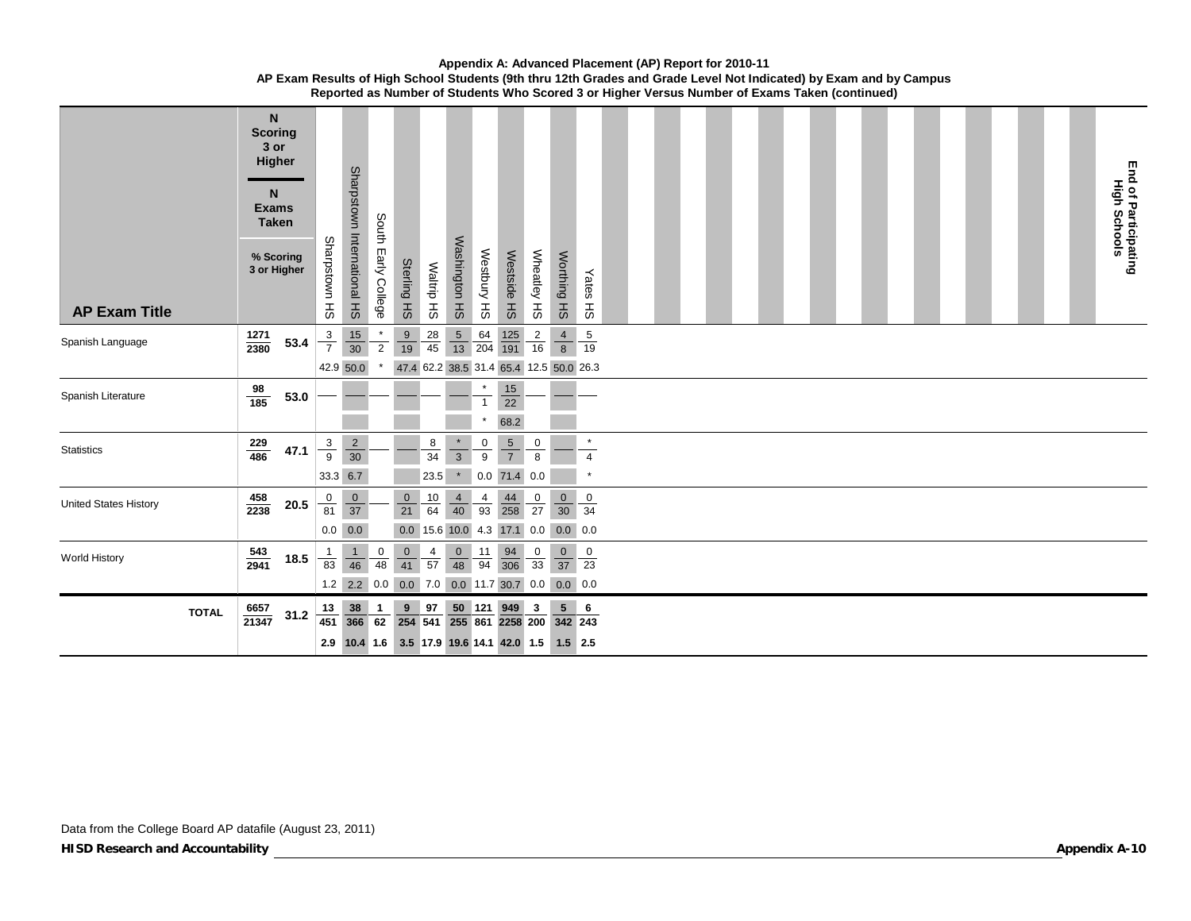**Appendix A: Advanced Placement (AP) Report for 2010-11**
**AP Exam Results of High School Students (9th thru 12th Grades and Grade Level Not Indicated) by Exam and by Campus**
**Reported as Number of Students Who Scored 3 or Higher Versus Number of Exams Taken (continued)**

| AP Exam Title | N Scoring 3 or Higher / N Exams Taken | % Scoring 3 or Higher | | Sharpstown HS | Sharpstown International HS | South Early College | Sterling HS | Waltrip HS | Washington HS | Westbury HS | Westside HS | Wheatley HS | Worthing HS | Yates HS |
|---|---|---|---|---|---|---|---|---|---|---|---|---|---|---|
| Spanish Language | 1271 / 2380 | 53.4 | N | 3 / 7 | 15 / 30 | * / 2 | 9 / 19 | 28 / 45 | 5 / 13 | 64 / 204 | 125 / 191 | 2 / 16 | 4 / 8 | 5 / 19 |
| | | | % | 42.9 | 50.0 | * | 47.4 | 62.2 | 38.5 | 31.4 | 65.4 | 12.5 | 50.0 | 26.3 |
| Spanish Literature | 98 / 185 | 53.0 | N | — | — | — | — | — | — | * / 1 | 15 / 22 | — | — | — |
| | | | % | | | | | | | * | 68.2 | | | |
| Statistics | 229 / 486 | 47.1 | N | 3 / 9 | 2 / 30 | — | — | 8 / 34 | * / 3 | 0 / 9 | 5 / 7 | 0 / 8 | — | * / 4 |
| | | | % | 33.3 | 6.7 | | | 23.5 | * | 0.0 | 71.4 | 0.0 | | * |
| United States History | 458 / 2238 | 20.5 | N | 0 / 81 | 0 / 37 | — | 0 / 21 | 10 / 64 | 4 / 40 | 4 / 93 | 44 / 258 | 0 / 27 | 0 / 30 | 0 / 34 |
| | | | % | 0.0 | 0.0 | | 0.0 | 15.6 | 10.0 | 4.3 | 17.1 | 0.0 | 0.0 | 0.0 |
| World History | 543 / 2941 | 18.5 | N | 1 / 83 | 1 / 46 | 0 / 48 | 0 / 41 | 4 / 57 | 0 / 48 | 11 / 94 | 94 / 306 | 0 / 33 | 0 / 37 | 0 / 23 |
| | | | % | 1.2 | 2.2 | 0.0 | 0.0 | 7.0 | 0.0 | 11.7 | 30.7 | 0.0 | 0.0 | 0.0 |
| **TOTAL** | **6657 / 21347** | **31.2** | N | **13 / 451** | **38 / 366** | **1 / 62** | **9 / 254** | **97 / 541** | **50 / 255** | **121 / 861** | **949 / 2258** | **3 / 200** | **5 / 342** | **6 / 243** |
| | | | % | **2.9** | **10.4** | **1.6** | **3.5** | **17.9** | **19.6** | **14.1** | **42.0** | **1.5** | **1.5** | **2.5** |

**End of Participating High Schools**

Data from the College Board AP datafile (August 23, 2011)

***HISD Research and Accountability***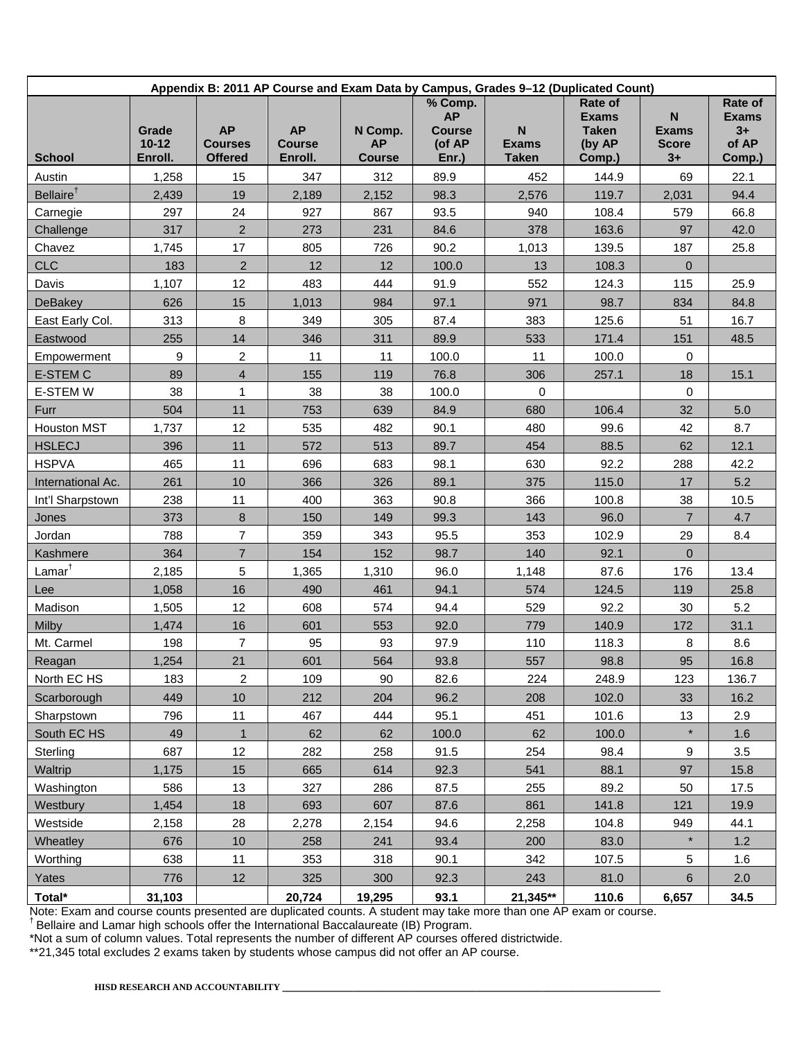**Appendix B: 2011 AP Course and Exam Data by Campus, Grades 9–12 (Duplicated Count)**

| School | Grade 10-12 Enroll. | AP Courses Offered | AP Course Enroll. | N Comp. AP Course | % Comp. AP Course (of AP Enr.) | N Exams Taken | Rate of Exams Taken (by AP Comp.) | N Exams Score 3+ | Rate of Exams 3+ of AP Comp.) |
|---|---|---|---|---|---|---|---|---|---|
| Austin | 1,258 | 15 | 347 | 312 | 89.9 | 452 | 144.9 | 69 | 22.1 |
| Bellaire† | 2,439 | 19 | 2,189 | 2,152 | 98.3 | 2,576 | 119.7 | 2,031 | 94.4 |
| Carnegie | 297 | 24 | 927 | 867 | 93.5 | 940 | 108.4 | 579 | 66.8 |
| Challenge | 317 | 2 | 273 | 231 | 84.6 | 378 | 163.6 | 97 | 42.0 |
| Chavez | 1,745 | 17 | 805 | 726 | 90.2 | 1,013 | 139.5 | 187 | 25.8 |
| CLC | 183 | 2 | 12 | 12 | 100.0 | 13 | 108.3 | 0 | |
| Davis | 1,107 | 12 | 483 | 444 | 91.9 | 552 | 124.3 | 115 | 25.9 |
| DeBakey | 626 | 15 | 1,013 | 984 | 97.1 | 971 | 98.7 | 834 | 84.8 |
| East Early Col. | 313 | 8 | 349 | 305 | 87.4 | 383 | 125.6 | 51 | 16.7 |
| Eastwood | 255 | 14 | 346 | 311 | 89.9 | 533 | 171.4 | 151 | 48.5 |
| Empowerment | 9 | 2 | 11 | 11 | 100.0 | 11 | 100.0 | 0 | |
| E-STEM C | 89 | 4 | 155 | 119 | 76.8 | 306 | 257.1 | 18 | 15.1 |
| E-STEM W | 38 | 1 | 38 | 38 | 100.0 | 0 | | 0 | |
| Furr | 504 | 11 | 753 | 639 | 84.9 | 680 | 106.4 | 32 | 5.0 |
| Houston MST | 1,737 | 12 | 535 | 482 | 90.1 | 480 | 99.6 | 42 | 8.7 |
| HSLECJ | 396 | 11 | 572 | 513 | 89.7 | 454 | 88.5 | 62 | 12.1 |
| HSPVA | 465 | 11 | 696 | 683 | 98.1 | 630 | 92.2 | 288 | 42.2 |
| International Ac. | 261 | 10 | 366 | 326 | 89.1 | 375 | 115.0 | 17 | 5.2 |
| Int'l Sharpstown | 238 | 11 | 400 | 363 | 90.8 | 366 | 100.8 | 38 | 10.5 |
| Jones | 373 | 8 | 150 | 149 | 99.3 | 143 | 96.0 | 7 | 4.7 |
| Jordan | 788 | 7 | 359 | 343 | 95.5 | 353 | 102.9 | 29 | 8.4 |
| Kashmere | 364 | 7 | 154 | 152 | 98.7 | 140 | 92.1 | 0 | |
| Lamar† | 2,185 | 5 | 1,365 | 1,310 | 96.0 | 1,148 | 87.6 | 176 | 13.4 |
| Lee | 1,058 | 16 | 490 | 461 | 94.1 | 574 | 124.5 | 119 | 25.8 |
| Madison | 1,505 | 12 | 608 | 574 | 94.4 | 529 | 92.2 | 30 | 5.2 |
| Milby | 1,474 | 16 | 601 | 553 | 92.0 | 779 | 140.9 | 172 | 31.1 |
| Mt. Carmel | 198 | 7 | 95 | 93 | 97.9 | 110 | 118.3 | 8 | 8.6 |
| Reagan | 1,254 | 21 | 601 | 564 | 93.8 | 557 | 98.8 | 95 | 16.8 |
| North EC HS | 183 | 2 | 109 | 90 | 82.6 | 224 | 248.9 | 123 | 136.7 |
| Scarborough | 449 | 10 | 212 | 204 | 96.2 | 208 | 102.0 | 33 | 16.2 |
| Sharpstown | 796 | 11 | 467 | 444 | 95.1 | 451 | 101.6 | 13 | 2.9 |
| South EC HS | 49 | 1 | 62 | 62 | 100.0 | 62 | 100.0 | * | 1.6 |
| Sterling | 687 | 12 | 282 | 258 | 91.5 | 254 | 98.4 | 9 | 3.5 |
| Waltrip | 1,175 | 15 | 665 | 614 | 92.3 | 541 | 88.1 | 97 | 15.8 |
| Washington | 586 | 13 | 327 | 286 | 87.5 | 255 | 89.2 | 50 | 17.5 |
| Westbury | 1,454 | 18 | 693 | 607 | 87.6 | 861 | 141.8 | 121 | 19.9 |
| Westside | 2,158 | 28 | 2,278 | 2,154 | 94.6 | 2,258 | 104.8 | 949 | 44.1 |
| Wheatley | 676 | 10 | 258 | 241 | 93.4 | 200 | 83.0 | * | 1.2 |
| Worthing | 638 | 11 | 353 | 318 | 90.1 | 342 | 107.5 | 5 | 1.6 |
| Yates | 776 | 12 | 325 | 300 | 92.3 | 243 | 81.0 | 6 | 2.0 |
| **Total*** | **31,103** | | **20,724** | **19,295** | **93.1** | **21,345**** | **110.6** | **6,657** | **34.5** |

Note: Exam and course counts presented are duplicated counts. A student may take more than one AP exam or course.
† Bellaire and Lamar high schools offer the International Baccalaureate (IB) Program.
*Not a sum of column values. Total represents the number of different AP courses offered districtwide.
**21,345 total excludes 2 exams taken by students whose campus did not offer an AP course.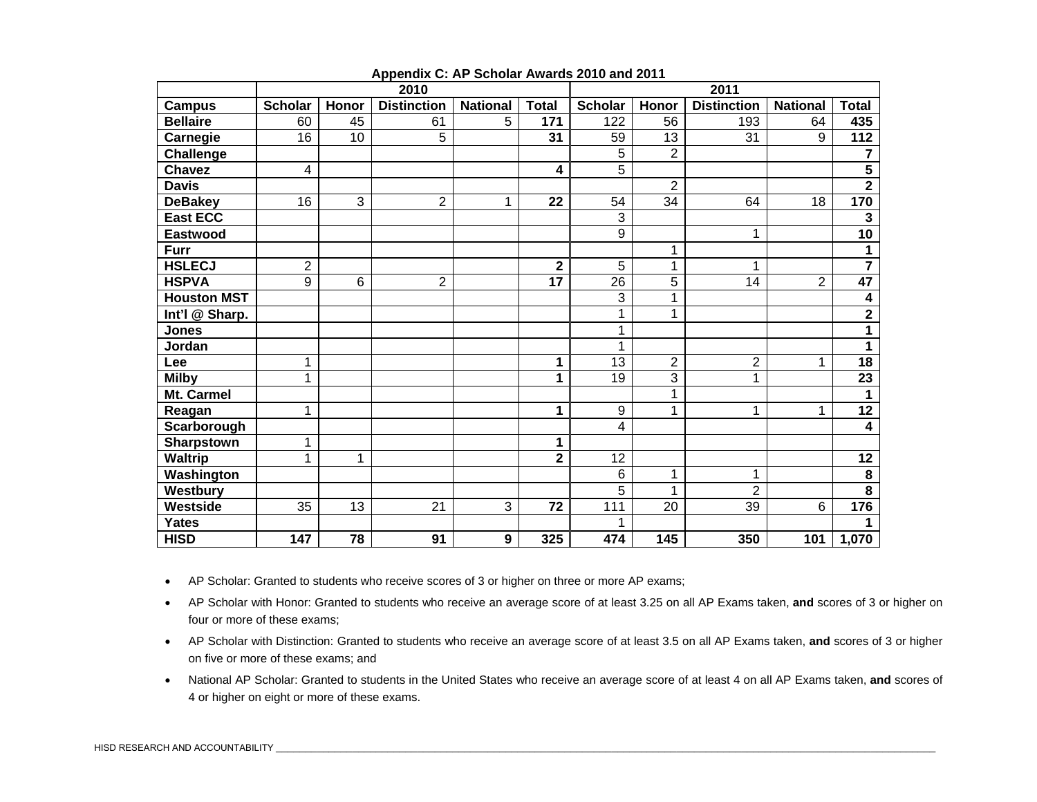**Appendix C: AP Scholar Awards 2010 and 2011**

| | 2010 | | | | | 2011 | | | | |
|---|---|---|---|---|---|---|---|---|---|---|
| **Campus** | **Scholar** | **Honor** | **Distinction** | **National** | **Total** | **Scholar** | **Honor** | **Distinction** | **National** | **Total** |
| **Bellaire** | 60 | 45 | 61 | 5 | **171** | 122 | 56 | 193 | 64 | **435** |
| **Carnegie** | 16 | 10 | 5 | | **31** | 59 | 13 | 31 | 9 | **112** |
| **Challenge** | | | | | | 5 | 2 | | | **7** |
| **Chavez** | 4 | | | | **4** | 5 | | | | **5** |
| **Davis** | | | | | | | 2 | | | **2** |
| **DeBakey** | 16 | 3 | 2 | 1 | **22** | 54 | 34 | 64 | 18 | **170** |
| **East ECC** | | | | | | 3 | | | | **3** |
| **Eastwood** | | | | | | 9 | | 1 | | **10** |
| **Furr** | | | | | | | 1 | | | **1** |
| **HSLECJ** | 2 | | | | **2** | 5 | 1 | 1 | | **7** |
| **HSPVA** | 9 | 6 | 2 | | **17** | 26 | 5 | 14 | 2 | **47** |
| **Houston MST** | | | | | | 3 | 1 | | | **4** |
| **Int'l @ Sharp.** | | | | | | 1 | 1 | | | **2** |
| **Jones** | | | | | | 1 | | | | **1** |
| **Jordan** | | | | | | 1 | | | | **1** |
| **Lee** | 1 | | | | **1** | 13 | 2 | 2 | 1 | **18** |
| **Milby** | 1 | | | | **1** | 19 | 3 | 1 | | **23** |
| **Mt. Carmel** | | | | | | | 1 | | | **1** |
| **Reagan** | 1 | | | | **1** | 9 | 1 | 1 | 1 | **12** |
| **Scarborough** | | | | | | 4 | | | | **4** |
| **Sharpstown** | 1 | | | | **1** | | | | | |
| **Waltrip** | 1 | 1 | | | **2** | 12 | | | | **12** |
| **Washington** | | | | | | 6 | 1 | 1 | | **8** |
| **Westbury** | | | | | | 5 | 1 | 2 | | **8** |
| **Westside** | 35 | 13 | 21 | 3 | **72** | 111 | 20 | 39 | 6 | **176** |
| **Yates** | | | | | | 1 | | | | **1** |
| **HISD** | **147** | **78** | **91** | **9** | **325** | **474** | **145** | **350** | **101** | **1,070** |

- AP Scholar: Granted to students who receive scores of 3 or higher on three or more AP exams;
- AP Scholar with Honor: Granted to students who receive an average score of at least 3.25 on all AP Exams taken, **and** scores of 3 or higher on four or more of these exams;
- AP Scholar with Distinction: Granted to students who receive an average score of at least 3.5 on all AP Exams taken, **and** scores of 3 or higher on five or more of these exams; and
- National AP Scholar: Granted to students in the United States who receive an average score of at least 4 on all AP Exams taken, **and** scores of 4 or higher on eight or more of these exams.